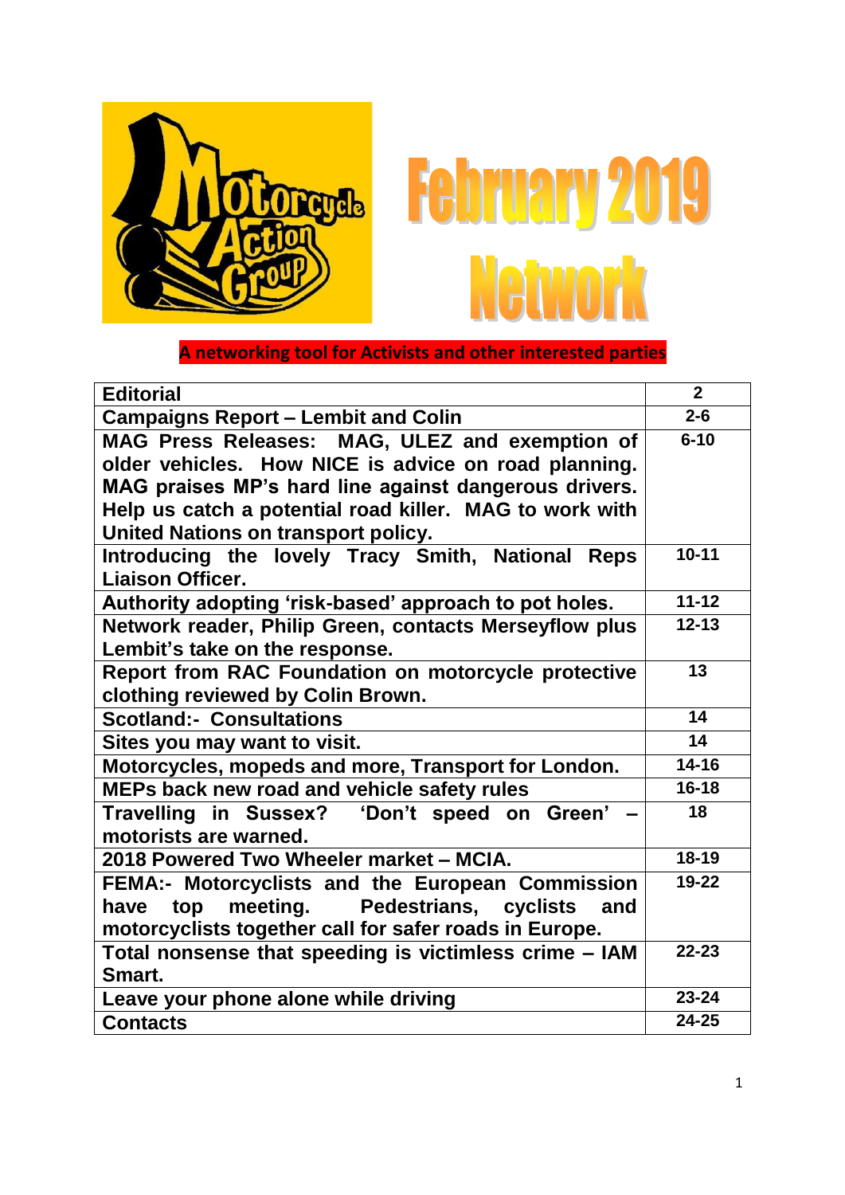# Motorcycle Action Group

# February 2019 Network

**A networking tool for Activists and other interested parties**

| | |
|---|---|
| **Editorial** | **2** |
| **Campaigns Report – Lembit and Colin** | **2-6** |
| **MAG Press Releases: MAG, ULEZ and exemption of older vehicles. How NICE is advice on road planning. MAG praises MP's hard line against dangerous drivers. Help us catch a potential road killer. MAG to work with United Nations on transport policy.** | **6-10** |
| **Introducing the lovely Tracy Smith, National Reps Liaison Officer.** | **10-11** |
| **Authority adopting 'risk-based' approach to pot holes.** | **11-12** |
| **Network reader, Philip Green, contacts Merseyflow plus Lembit's take on the response.** | **12-13** |
| **Report from RAC Foundation on motorcycle protective clothing reviewed by Colin Brown.** | **13** |
| **Scotland:- Consultations** | **14** |
| **Sites you may want to visit.** | **14** |
| **Motorcycles, mopeds and more, Transport for London.** | **14-16** |
| **MEPs back new road and vehicle safety rules** | **16-18** |
| **Travelling in Sussex? 'Don't speed on Green' – motorists are warned.** | **18** |
| **2018 Powered Two Wheeler market – MCIA.** | **18-19** |
| **FEMA:- Motorcyclists and the European Commission have top meeting. Pedestrians, cyclists and motorcyclists together call for safer roads in Europe.** | **19-22** |
| **Total nonsense that speeding is victimless crime – IAM Smart.** | **22-23** |
| **Leave your phone alone while driving** | **23-24** |
| **Contacts** | **24-25** |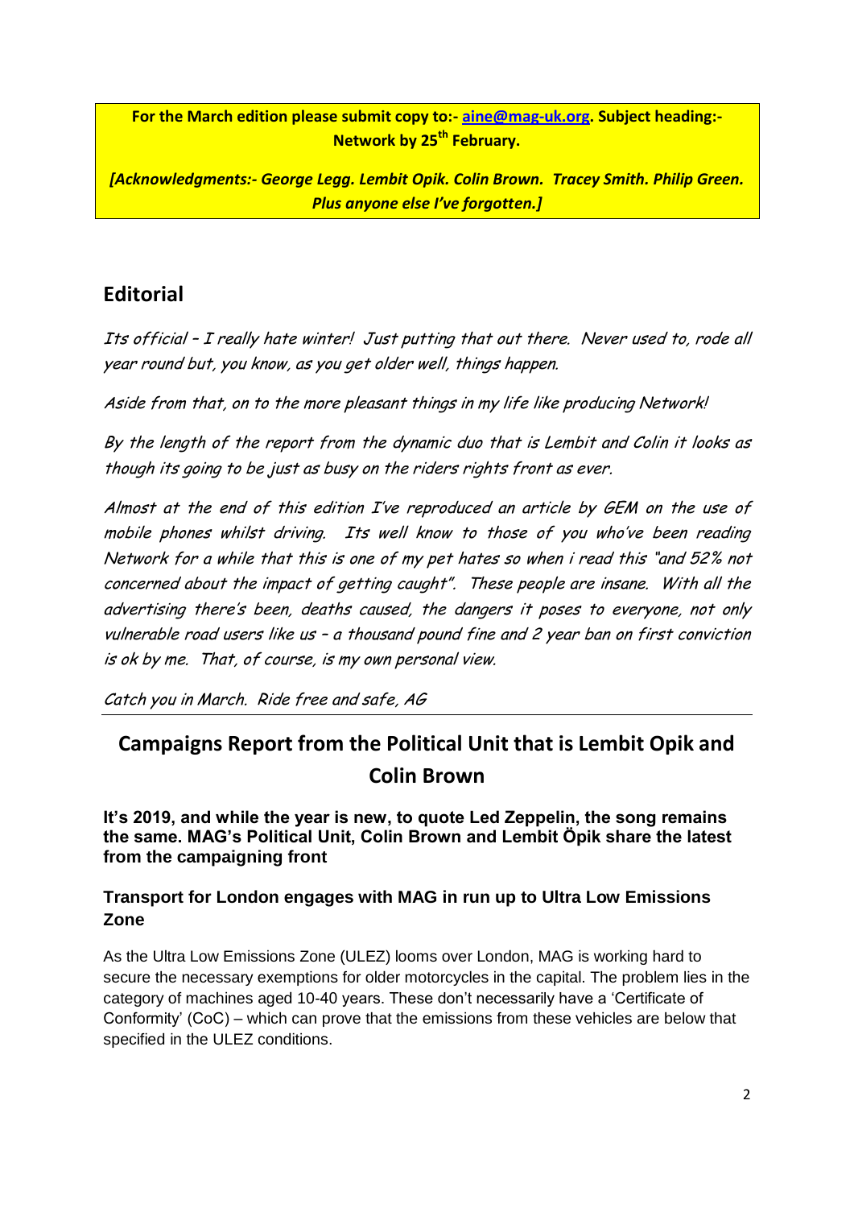**For the March edition please submit copy to:- [aine@mag-uk.org](mailto:aine@mag-uk.org). Subject heading:- Network by 25th February.**

***[Acknowledgments:- George Legg. Lembit Opik. Colin Brown. Tracey Smith. Philip Green. Plus anyone else I've forgotten.]***

## Editorial

*Its official – I really hate winter! Just putting that out there. Never used to, rode all year round but, you know, as you get older well, things happen.*

*Aside from that, on to the more pleasant things in my life like producing Network!*

*By the length of the report from the dynamic duo that is Lembit and Colin it looks as though its going to be just as busy on the riders rights front as ever.*

*Almost at the end of this edition I've reproduced an article by GEM on the use of mobile phones whilst driving. Its well know to those of you who've been reading Network for a while that this is one of my pet hates so when i read this "and 52% not concerned about the impact of getting caught". These people are insane. With all the advertising there's been, deaths caused, the dangers it poses to everyone, not only vulnerable road users like us – a thousand pound fine and 2 year ban on first conviction is ok by me. That, of course, is my own personal view.*

*Catch you in March. Ride free and safe, AG*

---

## Campaigns Report from the Political Unit that is Lembit Opik and Colin Brown

**It's 2019, and while the year is new, to quote Led Zeppelin, the song remains the same. MAG's Political Unit, Colin Brown and Lembit Öpik share the latest from the campaigning front**

### Transport for London engages with MAG in run up to Ultra Low Emissions Zone

As the Ultra Low Emissions Zone (ULEZ) looms over London, MAG is working hard to secure the necessary exemptions for older motorcycles in the capital. The problem lies in the category of machines aged 10-40 years. These don't necessarily have a 'Certificate of Conformity' (CoC) – which can prove that the emissions from these vehicles are below that specified in the ULEZ conditions.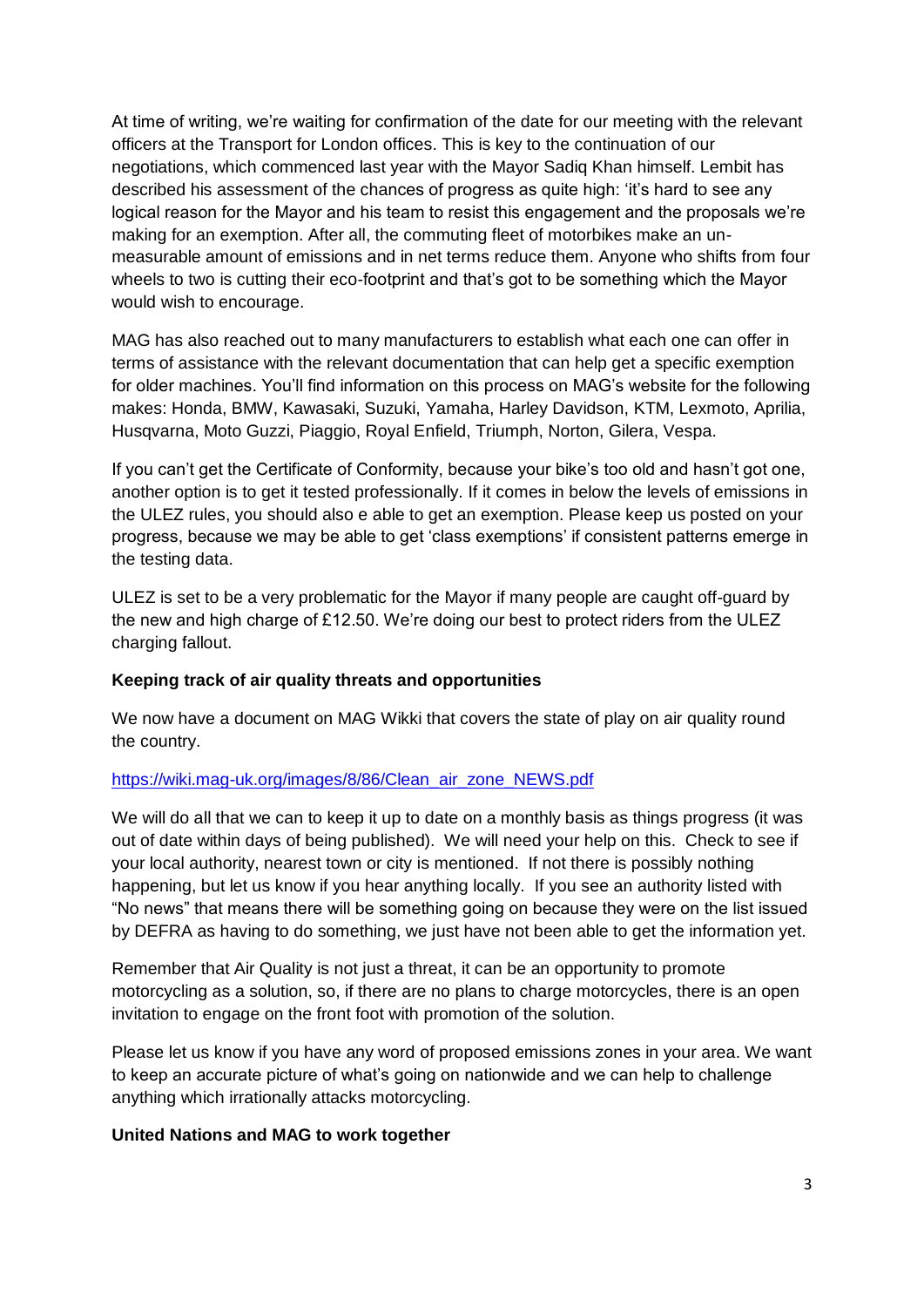At time of writing, we're waiting for confirmation of the date for our meeting with the relevant officers at the Transport for London offices. This is key to the continuation of our negotiations, which commenced last year with the Mayor Sadiq Khan himself. Lembit has described his assessment of the chances of progress as quite high: 'it's hard to see any logical reason for the Mayor and his team to resist this engagement and the proposals we're making for an exemption. After all, the commuting fleet of motorbikes make an un-measurable amount of emissions and in net terms reduce them. Anyone who shifts from four wheels to two is cutting their eco-footprint and that's got to be something which the Mayor would wish to encourage.

MAG has also reached out to many manufacturers to establish what each one can offer in terms of assistance with the relevant documentation that can help get a specific exemption for older machines. You'll find information on this process on MAG's website for the following makes: Honda, BMW, Kawasaki, Suzuki, Yamaha, Harley Davidson, KTM, Lexmoto, Aprilia, Husqvarna, Moto Guzzi, Piaggio, Royal Enfield, Triumph, Norton, Gilera, Vespa.

If you can't get the Certificate of Conformity, because your bike's too old and hasn't got one, another option is to get it tested professionally. If it comes in below the levels of emissions in the ULEZ rules, you should also e able to get an exemption. Please keep us posted on your progress, because we may be able to get 'class exemptions' if consistent patterns emerge in the testing data.

ULEZ is set to be a very problematic for the Mayor if many people are caught off-guard by the new and high charge of £12.50. We're doing our best to protect riders from the ULEZ charging fallout.

**Keeping track of air quality threats and opportunities**

We now have a document on MAG Wikki that covers the state of play on air quality round the country.

https://wiki.mag-uk.org/images/8/86/Clean_air_zone_NEWS.pdf

We will do all that we can to keep it up to date on a monthly basis as things progress (it was out of date within days of being published). We will need your help on this. Check to see if your local authority, nearest town or city is mentioned. If not there is possibly nothing happening, but let us know if you hear anything locally. If you see an authority listed with "No news" that means there will be something going on because they were on the list issued by DEFRA as having to do something, we just have not been able to get the information yet.

Remember that Air Quality is not just a threat, it can be an opportunity to promote motorcycling as a solution, so, if there are no plans to charge motorcycles, there is an open invitation to engage on the front foot with promotion of the solution.

Please let us know if you have any word of proposed emissions zones in your area. We want to keep an accurate picture of what's going on nationwide and we can help to challenge anything which irrationally attacks motorcycling.

**United Nations and MAG to work together**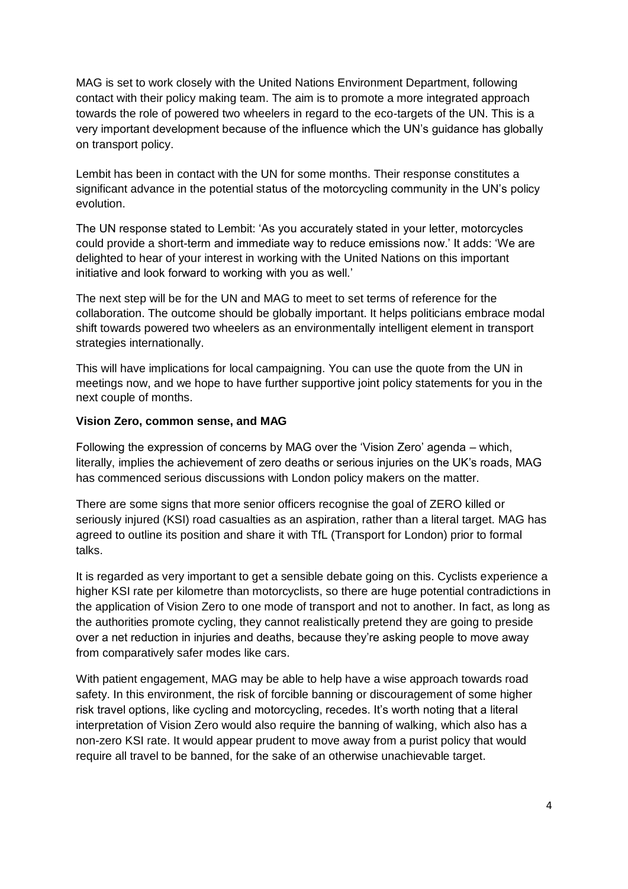MAG is set to work closely with the United Nations Environment Department, following contact with their policy making team. The aim is to promote a more integrated approach towards the role of powered two wheelers in regard to the eco-targets of the UN. This is a very important development because of the influence which the UN's guidance has globally on transport policy.

Lembit has been in contact with the UN for some months. Their response constitutes a significant advance in the potential status of the motorcycling community in the UN's policy evolution.

The UN response stated to Lembit: 'As you accurately stated in your letter, motorcycles could provide a short-term and immediate way to reduce emissions now.' It adds: 'We are delighted to hear of your interest in working with the United Nations on this important initiative and look forward to working with you as well.'

The next step will be for the UN and MAG to meet to set terms of reference for the collaboration. The outcome should be globally important. It helps politicians embrace modal shift towards powered two wheelers as an environmentally intelligent element in transport strategies internationally.

This will have implications for local campaigning. You can use the quote from the UN in meetings now, and we hope to have further supportive joint policy statements for you in the next couple of months.

**Vision Zero, common sense, and MAG**

Following the expression of concerns by MAG over the 'Vision Zero' agenda – which, literally, implies the achievement of zero deaths or serious injuries on the UK's roads, MAG has commenced serious discussions with London policy makers on the matter.

There are some signs that more senior officers recognise the goal of ZERO killed or seriously injured (KSI) road casualties as an aspiration, rather than a literal target. MAG has agreed to outline its position and share it with TfL (Transport for London) prior to formal talks.

It is regarded as very important to get a sensible debate going on this. Cyclists experience a higher KSI rate per kilometre than motorcyclists, so there are huge potential contradictions in the application of Vision Zero to one mode of transport and not to another. In fact, as long as the authorities promote cycling, they cannot realistically pretend they are going to preside over a net reduction in injuries and deaths, because they're asking people to move away from comparatively safer modes like cars.

With patient engagement, MAG may be able to help have a wise approach towards road safety. In this environment, the risk of forcible banning or discouragement of some higher risk travel options, like cycling and motorcycling, recedes. It's worth noting that a literal interpretation of Vision Zero would also require the banning of walking, which also has a non-zero KSI rate. It would appear prudent to move away from a purist policy that would require all travel to be banned, for the sake of an otherwise unachievable target.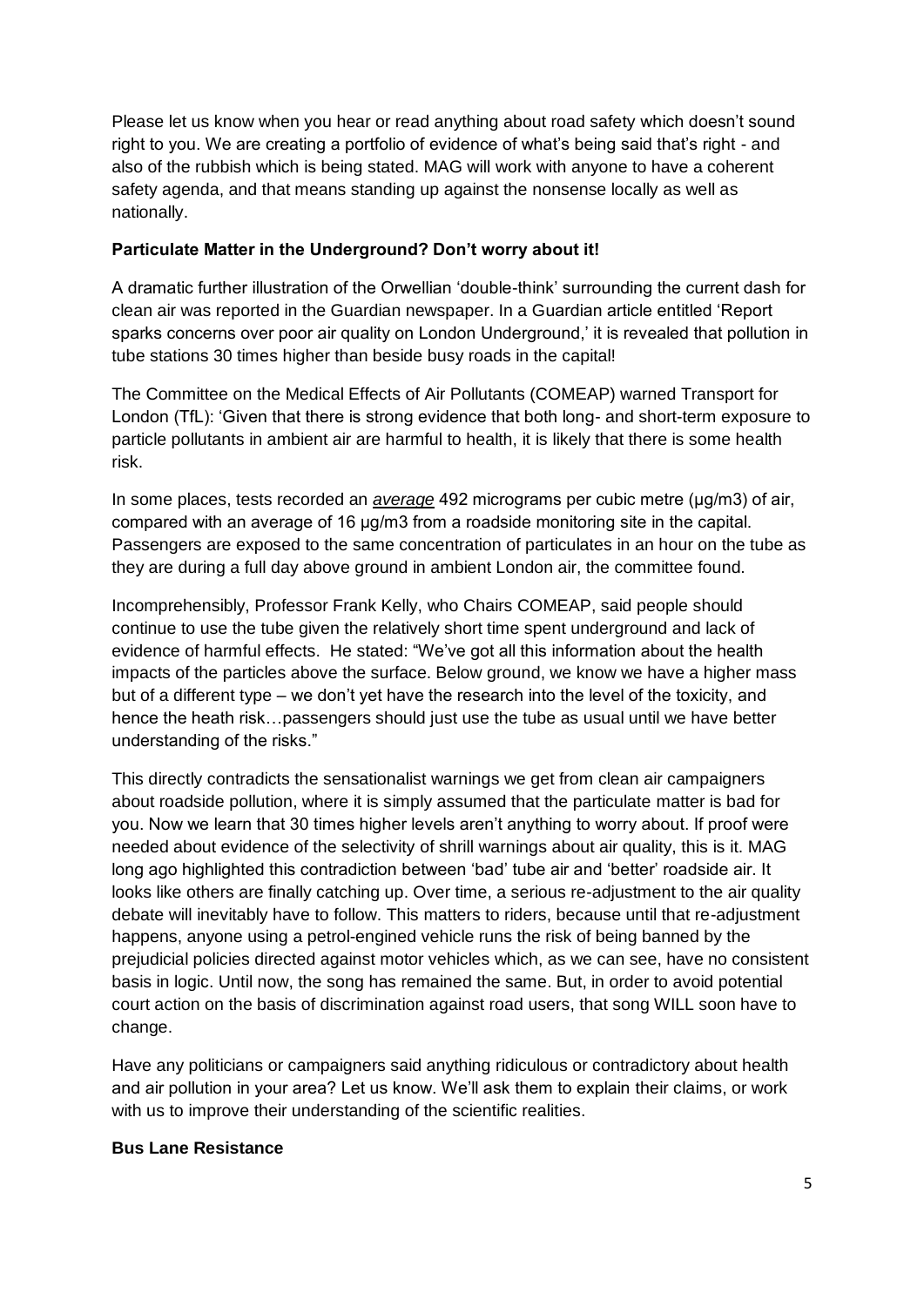Please let us know when you hear or read anything about road safety which doesn't sound right to you. We are creating a portfolio of evidence of what's being said that's right - and also of the rubbish which is being stated. MAG will work with anyone to have a coherent safety agenda, and that means standing up against the nonsense locally as well as nationally.

**Particulate Matter in the Underground? Don't worry about it!**

A dramatic further illustration of the Orwellian 'double-think' surrounding the current dash for clean air was reported in the Guardian newspaper. In a Guardian article entitled 'Report sparks concerns over poor air quality on London Underground,' it is revealed that pollution in tube stations 30 times higher than beside busy roads in the capital!

The Committee on the Medical Effects of Air Pollutants (COMEAP) warned Transport for London (TfL): 'Given that there is strong evidence that both long- and short-term exposure to particle pollutants in ambient air are harmful to health, it is likely that there is some health risk.

In some places, tests recorded an ***average*** 492 micrograms per cubic metre (µg/m3) of air, compared with an average of 16 µg/m3 from a roadside monitoring site in the capital. Passengers are exposed to the same concentration of particulates in an hour on the tube as they are during a full day above ground in ambient London air, the committee found.

Incomprehensibly, Professor Frank Kelly, who Chairs COMEAP, said people should continue to use the tube given the relatively short time spent underground and lack of evidence of harmful effects. He stated: "We've got all this information about the health impacts of the particles above the surface. Below ground, we know we have a higher mass but of a different type – we don't yet have the research into the level of the toxicity, and hence the heath risk…passengers should just use the tube as usual until we have better understanding of the risks."

This directly contradicts the sensationalist warnings we get from clean air campaigners about roadside pollution, where it is simply assumed that the particulate matter is bad for you. Now we learn that 30 times higher levels aren't anything to worry about. If proof were needed about evidence of the selectivity of shrill warnings about air quality, this is it. MAG long ago highlighted this contradiction between 'bad' tube air and 'better' roadside air. It looks like others are finally catching up. Over time, a serious re-adjustment to the air quality debate will inevitably have to follow. This matters to riders, because until that re-adjustment happens, anyone using a petrol-engined vehicle runs the risk of being banned by the prejudicial policies directed against motor vehicles which, as we can see, have no consistent basis in logic. Until now, the song has remained the same. But, in order to avoid potential court action on the basis of discrimination against road users, that song WILL soon have to change.

Have any politicians or campaigners said anything ridiculous or contradictory about health and air pollution in your area? Let us know. We'll ask them to explain their claims, or work with us to improve their understanding of the scientific realities.

**Bus Lane Resistance**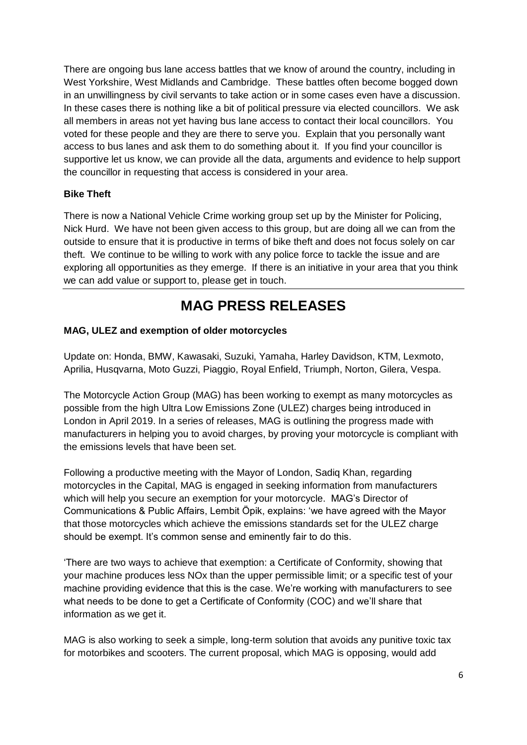There are ongoing bus lane access battles that we know of around the country, including in West Yorkshire, West Midlands and Cambridge. These battles often become bogged down in an unwillingness by civil servants to take action or in some cases even have a discussion. In these cases there is nothing like a bit of political pressure via elected councillors. We ask all members in areas not yet having bus lane access to contact their local councillors. You voted for these people and they are there to serve you. Explain that you personally want access to bus lanes and ask them to do something about it. If you find your councillor is supportive let us know, we can provide all the data, arguments and evidence to help support the councillor in requesting that access is considered in your area.

**Bike Theft**

There is now a National Vehicle Crime working group set up by the Minister for Policing, Nick Hurd. We have not been given access to this group, but are doing all we can from the outside to ensure that it is productive in terms of bike theft and does not focus solely on car theft. We continue to be willing to work with any police force to tackle the issue and are exploring all opportunities as they emerge. If there is an initiative in your area that you think we can add value or support to, please get in touch.

# MAG PRESS RELEASES

**MAG, ULEZ and exemption of older motorcycles**

Update on: Honda, BMW, Kawasaki, Suzuki, Yamaha, Harley Davidson, KTM, Lexmoto, Aprilia, Husqvarna, Moto Guzzi, Piaggio, Royal Enfield, Triumph, Norton, Gilera, Vespa.

The Motorcycle Action Group (MAG) has been working to exempt as many motorcycles as possible from the high Ultra Low Emissions Zone (ULEZ) charges being introduced in London in April 2019. In a series of releases, MAG is outlining the progress made with manufacturers in helping you to avoid charges, by proving your motorcycle is compliant with the emissions levels that have been set.

Following a productive meeting with the Mayor of London, Sadiq Khan, regarding motorcycles in the Capital, MAG is engaged in seeking information from manufacturers which will help you secure an exemption for your motorcycle. MAG's Director of Communications & Public Affairs, Lembit Öpik, explains: 'we have agreed with the Mayor that those motorcycles which achieve the emissions standards set for the ULEZ charge should be exempt. It's common sense and eminently fair to do this.

'There are two ways to achieve that exemption: a Certificate of Conformity, showing that your machine produces less NOx than the upper permissible limit; or a specific test of your machine providing evidence that this is the case. We're working with manufacturers to see what needs to be done to get a Certificate of Conformity (COC) and we'll share that information as we get it.

MAG is also working to seek a simple, long-term solution that avoids any punitive toxic tax for motorbikes and scooters. The current proposal, which MAG is opposing, would add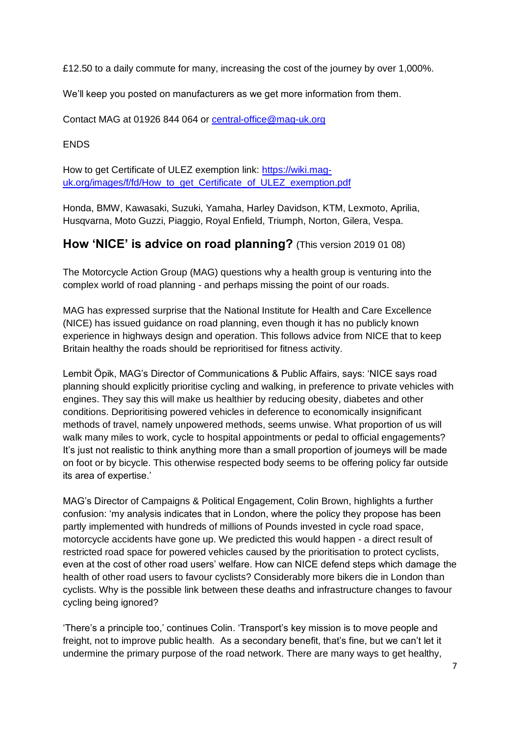£12.50 to a daily commute for many, increasing the cost of the journey by over 1,000%.

We'll keep you posted on manufacturers as we get more information from them.

Contact MAG at 01926 844 064 or central-office@mag-uk.org

ENDS

How to get Certificate of ULEZ exemption link: https://wiki.mag-uk.org/images/f/fd/How_to_get_Certificate_of_ULEZ_exemption.pdf

Honda, BMW, Kawasaki, Suzuki, Yamaha, Harley Davidson, KTM, Lexmoto, Aprilia, Husqvarna, Moto Guzzi, Piaggio, Royal Enfield, Triumph, Norton, Gilera, Vespa.

## How 'NICE' is advice on road planning? (This version 2019 01 08)

The Motorcycle Action Group (MAG) questions why a health group is venturing into the complex world of road planning - and perhaps missing the point of our roads.

MAG has expressed surprise that the National Institute for Health and Care Excellence (NICE) has issued guidance on road planning, even though it has no publicly known experience in highways design and operation. This follows advice from NICE that to keep Britain healthy the roads should be reprioritised for fitness activity.

Lembit Öpik, MAG's Director of Communications & Public Affairs, says: 'NICE says road planning should explicitly prioritise cycling and walking, in preference to private vehicles with engines. They say this will make us healthier by reducing obesity, diabetes and other conditions. Deprioritising powered vehicles in deference to economically insignificant methods of travel, namely unpowered methods, seems unwise. What proportion of us will walk many miles to work, cycle to hospital appointments or pedal to official engagements? It's just not realistic to think anything more than a small proportion of journeys will be made on foot or by bicycle. This otherwise respected body seems to be offering policy far outside its area of expertise.'

MAG's Director of Campaigns & Political Engagement, Colin Brown, highlights a further confusion: 'my analysis indicates that in London, where the policy they propose has been partly implemented with hundreds of millions of Pounds invested in cycle road space, motorcycle accidents have gone up. We predicted this would happen - a direct result of restricted road space for powered vehicles caused by the prioritisation to protect cyclists, even at the cost of other road users' welfare. How can NICE defend steps which damage the health of other road users to favour cyclists? Considerably more bikers die in London than cyclists. Why is the possible link between these deaths and infrastructure changes to favour cycling being ignored?

'There's a principle too,' continues Colin. 'Transport's key mission is to move people and freight, not to improve public health. As a secondary benefit, that's fine, but we can't let it undermine the primary purpose of the road network. There are many ways to get healthy,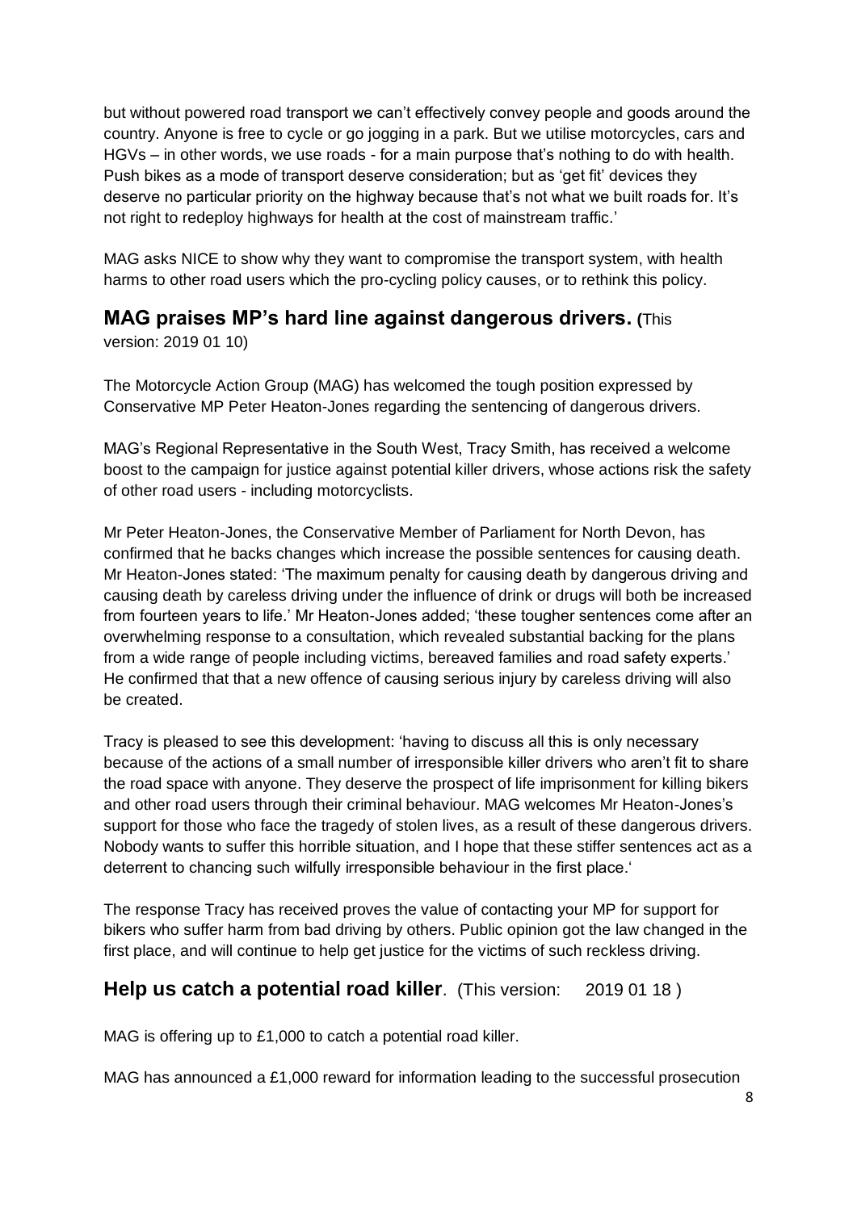but without powered road transport we can't effectively convey people and goods around the country. Anyone is free to cycle or go jogging in a park. But we utilise motorcycles, cars and HGVs – in other words, we use roads - for a main purpose that's nothing to do with health. Push bikes as a mode of transport deserve consideration; but as 'get fit' devices they deserve no particular priority on the highway because that's not what we built roads for. It's not right to redeploy highways for health at the cost of mainstream traffic.'

MAG asks NICE to show why they want to compromise the transport system, with health harms to other road users which the pro-cycling policy causes, or to rethink this policy.

## MAG praises MP's hard line against dangerous drivers. (This version: 2019 01 10)

The Motorcycle Action Group (MAG) has welcomed the tough position expressed by Conservative MP Peter Heaton-Jones regarding the sentencing of dangerous drivers.

MAG's Regional Representative in the South West, Tracy Smith, has received a welcome boost to the campaign for justice against potential killer drivers, whose actions risk the safety of other road users - including motorcyclists.

Mr Peter Heaton-Jones, the Conservative Member of Parliament for North Devon, has confirmed that he backs changes which increase the possible sentences for causing death. Mr Heaton-Jones stated: 'The maximum penalty for causing death by dangerous driving and causing death by careless driving under the influence of drink or drugs will both be increased from fourteen years to life.' Mr Heaton-Jones added; 'these tougher sentences come after an overwhelming response to a consultation, which revealed substantial backing for the plans from a wide range of people including victims, bereaved families and road safety experts.' He confirmed that that a new offence of causing serious injury by careless driving will also be created.

Tracy is pleased to see this development: 'having to discuss all this is only necessary because of the actions of a small number of irresponsible killer drivers who aren't fit to share the road space with anyone. They deserve the prospect of life imprisonment for killing bikers and other road users through their criminal behaviour. MAG welcomes Mr Heaton-Jones's support for those who face the tragedy of stolen lives, as a result of these dangerous drivers. Nobody wants to suffer this horrible situation, and I hope that these stiffer sentences act as a deterrent to chancing such wilfully irresponsible behaviour in the first place.'

The response Tracy has received proves the value of contacting your MP for support for bikers who suffer harm from bad driving by others. Public opinion got the law changed in the first place, and will continue to help get justice for the victims of such reckless driving.

## Help us catch a potential road killer. (This version: 2019 01 18 )

MAG is offering up to £1,000 to catch a potential road killer.

MAG has announced a £1,000 reward for information leading to the successful prosecution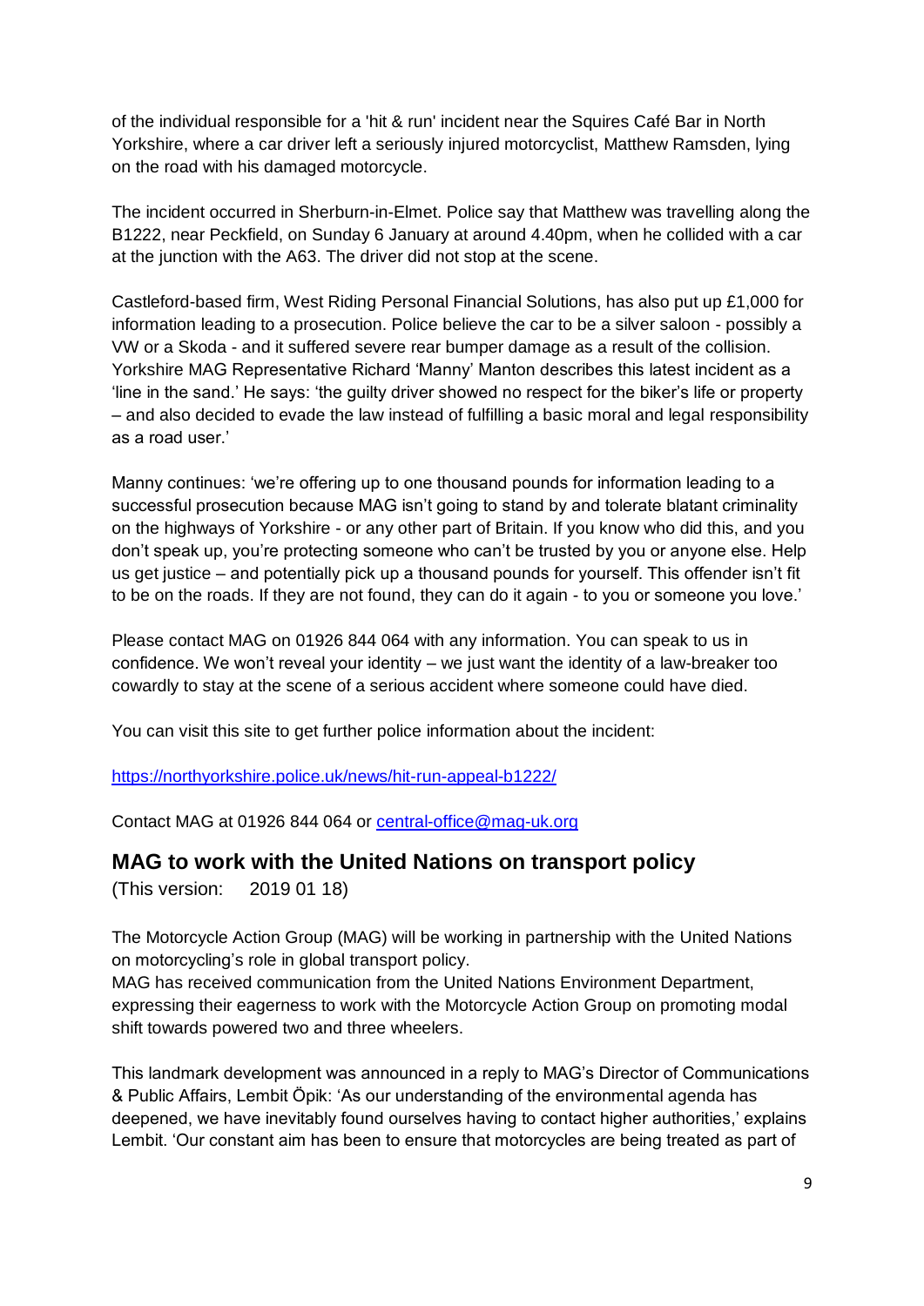of the individual responsible for a 'hit & run' incident near the Squires Café Bar in North Yorkshire, where a car driver left a seriously injured motorcyclist, Matthew Ramsden, lying on the road with his damaged motorcycle.

The incident occurred in Sherburn-in-Elmet. Police say that Matthew was travelling along the B1222, near Peckfield, on Sunday 6 January at around 4.40pm, when he collided with a car at the junction with the A63. The driver did not stop at the scene.

Castleford-based firm, West Riding Personal Financial Solutions, has also put up £1,000 for information leading to a prosecution. Police believe the car to be a silver saloon - possibly a VW or a Skoda - and it suffered severe rear bumper damage as a result of the collision. Yorkshire MAG Representative Richard 'Manny' Manton describes this latest incident as a 'line in the sand.' He says: 'the guilty driver showed no respect for the biker's life or property – and also decided to evade the law instead of fulfilling a basic moral and legal responsibility as a road user.'

Manny continues: 'we're offering up to one thousand pounds for information leading to a successful prosecution because MAG isn't going to stand by and tolerate blatant criminality on the highways of Yorkshire - or any other part of Britain. If you know who did this, and you don't speak up, you're protecting someone who can't be trusted by you or anyone else. Help us get justice – and potentially pick up a thousand pounds for yourself. This offender isn't fit to be on the roads. If they are not found, they can do it again - to you or someone you love.'

Please contact MAG on 01926 844 064 with any information. You can speak to us in confidence. We won't reveal your identity – we just want the identity of a law-breaker too cowardly to stay at the scene of a serious accident where someone could have died.

You can visit this site to get further police information about the incident:

https://northyorkshire.police.uk/news/hit-run-appeal-b1222/

Contact MAG at 01926 844 064 or central-office@mag-uk.org

## MAG to work with the United Nations on transport policy

(This version: 2019 01 18)

The Motorcycle Action Group (MAG) will be working in partnership with the United Nations on motorcycling's role in global transport policy.
MAG has received communication from the United Nations Environment Department, expressing their eagerness to work with the Motorcycle Action Group on promoting modal shift towards powered two and three wheelers.

This landmark development was announced in a reply to MAG's Director of Communications & Public Affairs, Lembit Öpik: 'As our understanding of the environmental agenda has deepened, we have inevitably found ourselves having to contact higher authorities,' explains Lembit. 'Our constant aim has been to ensure that motorcycles are being treated as part of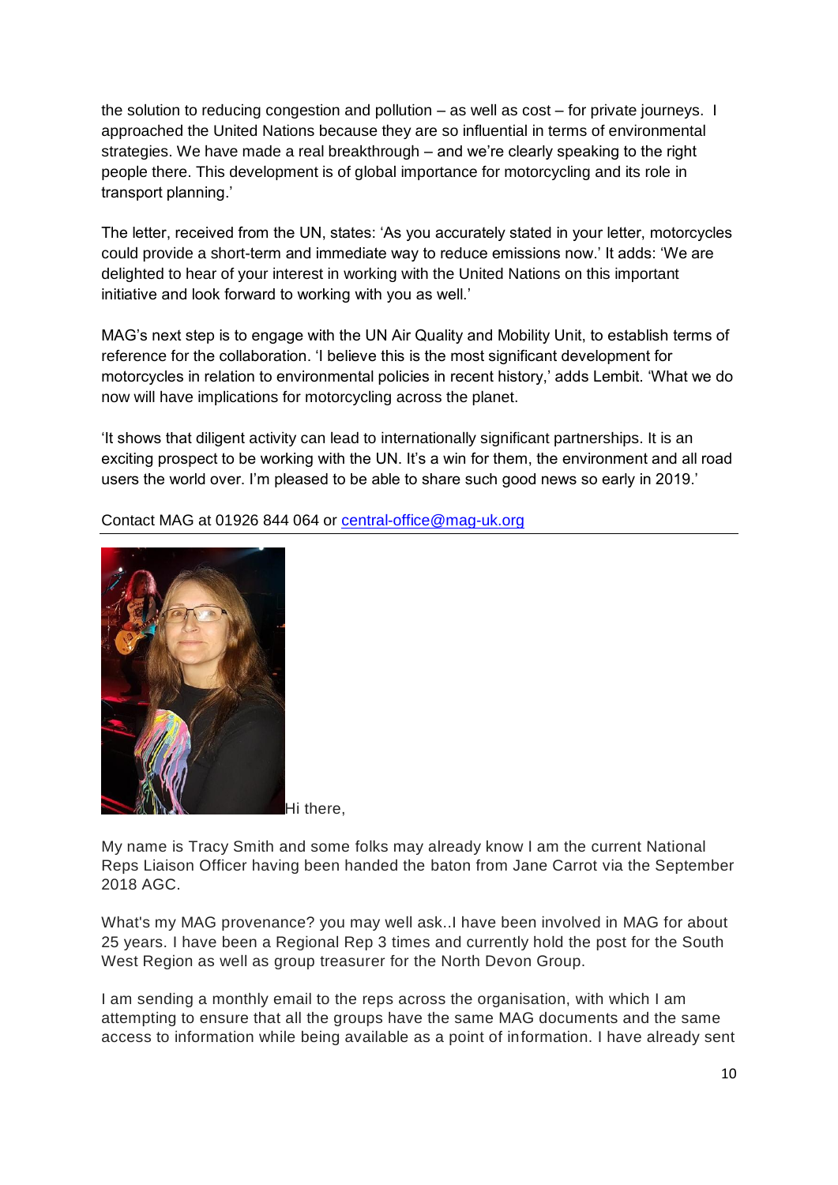the solution to reducing congestion and pollution – as well as cost – for private journeys. I approached the United Nations because they are so influential in terms of environmental strategies. We have made a real breakthrough – and we're clearly speaking to the right people there. This development is of global importance for motorcycling and its role in transport planning.'

The letter, received from the UN, states: 'As you accurately stated in your letter, motorcycles could provide a short-term and immediate way to reduce emissions now.' It adds: 'We are delighted to hear of your interest in working with the United Nations on this important initiative and look forward to working with you as well.'

MAG's next step is to engage with the UN Air Quality and Mobility Unit, to establish terms of reference for the collaboration. 'I believe this is the most significant development for motorcycles in relation to environmental policies in recent history,' adds Lembit. 'What we do now will have implications for motorcycling across the planet.

'It shows that diligent activity can lead to internationally significant partnerships. It is an exciting prospect to be working with the UN. It's a win for them, the environment and all road users the world over. I'm pleased to be able to share such good news so early in 2019.'

Contact MAG at 01926 844 064 or central-office@mag-uk.org

---

Hi there,

My name is Tracy Smith and some folks may already know I am the current National Reps Liaison Officer having been handed the baton from Jane Carrot via the September 2018 AGC.

What's my MAG provenance? you may well ask..I have been involved in MAG for about 25 years. I have been a Regional Rep 3 times and currently hold the post for the South West Region as well as group treasurer for the North Devon Group.

I am sending a monthly email to the reps across the organisation, with which I am attempting to ensure that all the groups have the same MAG documents and the same access to information while being available as a point of information. I have already sent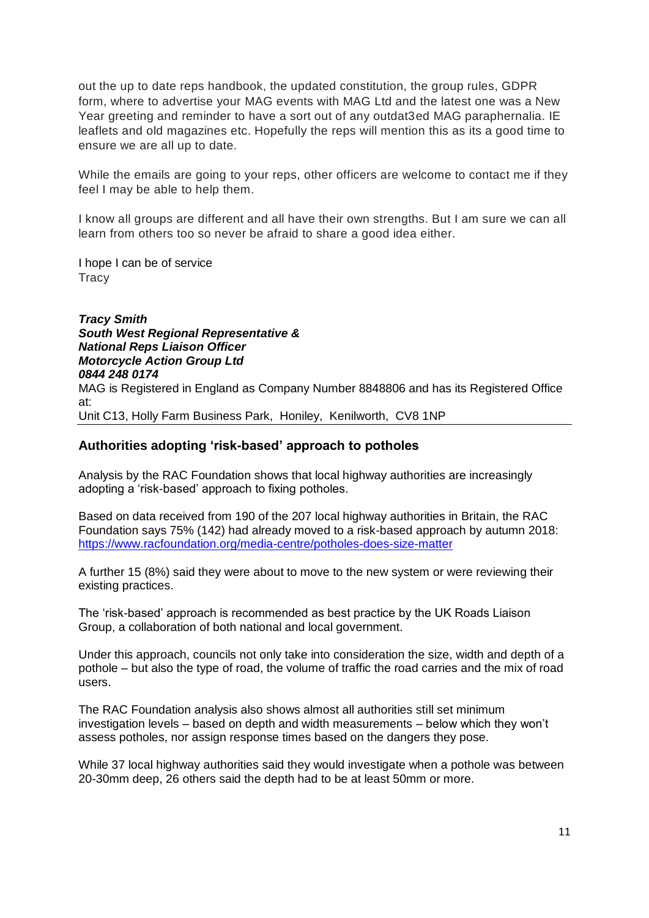out the up to date reps handbook, the updated constitution, the group rules, GDPR form, where to advertise your MAG events with MAG Ltd and the latest one was a New Year greeting and reminder to have a sort out of any outdat3ed MAG paraphernalia. IE leaflets and old magazines etc. Hopefully the reps will mention this as its a good time to ensure we are all up to date.

While the emails are going to your reps, other officers are welcome to contact me if they feel I may be able to help them.

I know all groups are different and all have their own strengths. But I am sure we can all learn from others too so never be afraid to share a good idea either.

I hope I can be of service
Tracy

***Tracy Smith***
***South West Regional Representative &***
***National Reps Liaison Officer***
***Motorcycle Action Group Ltd***
***0844 248 0174***
MAG is Registered in England as Company Number 8848806 and has its Registered Office at:
Unit C13, Holly Farm Business Park, Honiley, Kenilworth, CV8 1NP

## Authorities adopting 'risk-based' approach to potholes

Analysis by the RAC Foundation shows that local highway authorities are increasingly adopting a 'risk-based' approach to fixing potholes.

Based on data received from 190 of the 207 local highway authorities in Britain, the RAC Foundation says 75% (142) had already moved to a risk-based approach by autumn 2018: [https://www.racfoundation.org/media-centre/potholes-does-size-matter](https://www.racfoundation.org/media-centre/potholes-does-size-matter)

A further 15 (8%) said they were about to move to the new system or were reviewing their existing practices.

The 'risk-based' approach is recommended as best practice by the UK Roads Liaison Group, a collaboration of both national and local government.

Under this approach, councils not only take into consideration the size, width and depth of a pothole – but also the type of road, the volume of traffic the road carries and the mix of road users.

The RAC Foundation analysis also shows almost all authorities still set minimum investigation levels – based on depth and width measurements – below which they won't assess potholes, nor assign response times based on the dangers they pose.

While 37 local highway authorities said they would investigate when a pothole was between 20-30mm deep, 26 others said the depth had to be at least 50mm or more.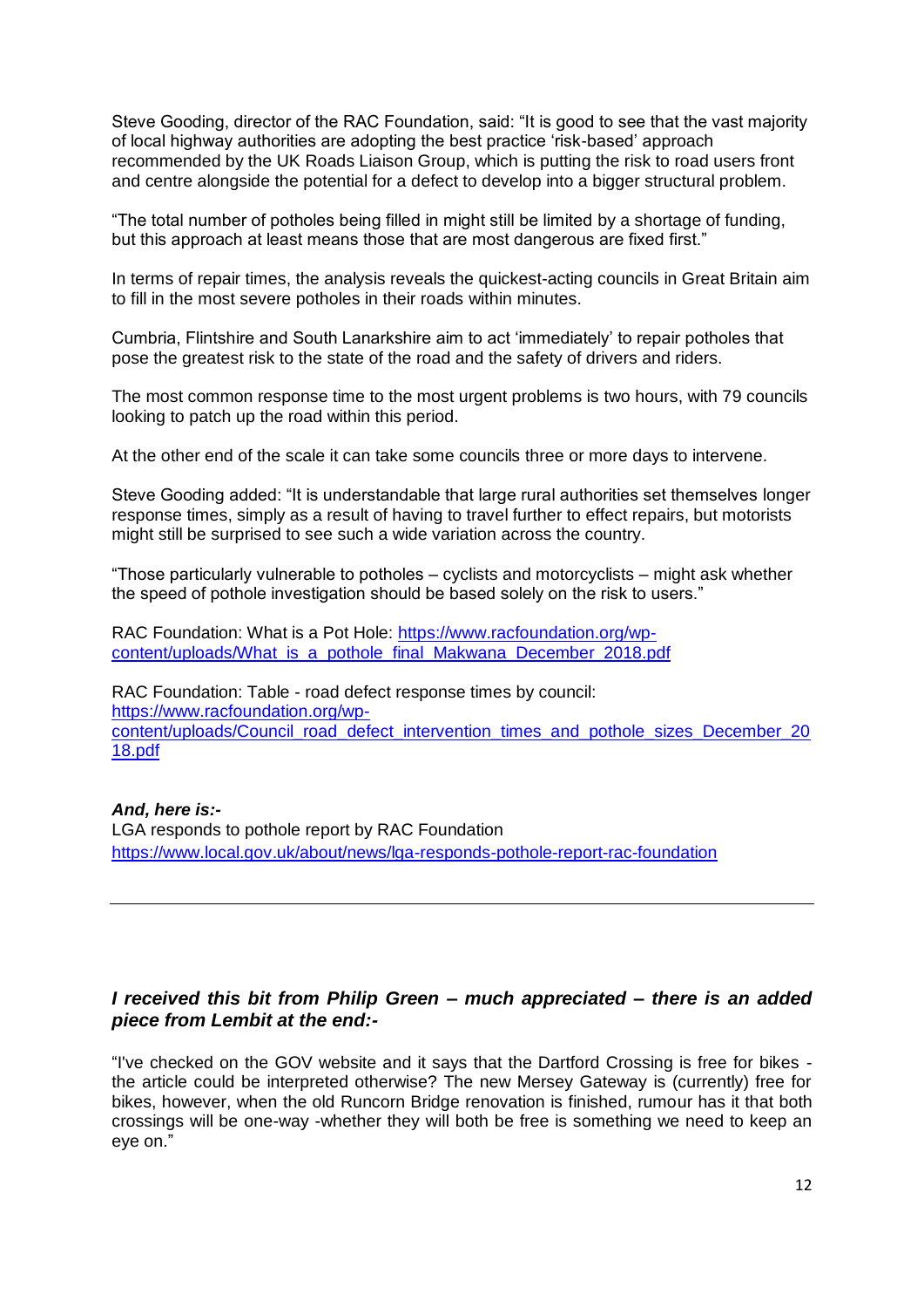Steve Gooding, director of the RAC Foundation, said: "It is good to see that the vast majority of local highway authorities are adopting the best practice 'risk-based' approach recommended by the UK Roads Liaison Group, which is putting the risk to road users front and centre alongside the potential for a defect to develop into a bigger structural problem.

"The total number of potholes being filled in might still be limited by a shortage of funding, but this approach at least means those that are most dangerous are fixed first."

In terms of repair times, the analysis reveals the quickest-acting councils in Great Britain aim to fill in the most severe potholes in their roads within minutes.

Cumbria, Flintshire and South Lanarkshire aim to act 'immediately' to repair potholes that pose the greatest risk to the state of the road and the safety of drivers and riders.

The most common response time to the most urgent problems is two hours, with 79 councils looking to patch up the road within this period.

At the other end of the scale it can take some councils three or more days to intervene.

Steve Gooding added: "It is understandable that large rural authorities set themselves longer response times, simply as a result of having to travel further to effect repairs, but motorists might still be surprised to see such a wide variation across the country.

"Those particularly vulnerable to potholes – cyclists and motorcyclists – might ask whether the speed of pothole investigation should be based solely on the risk to users."

RAC Foundation: What is a Pot Hole: [https://www.racfoundation.org/wp-content/uploads/What_is_a_pothole_final_Makwana_December_2018.pdf](https://www.racfoundation.org/wp-content/uploads/What_is_a_pothole_final_Makwana_December_2018.pdf)

RAC Foundation: Table - road defect response times by council: [https://www.racfoundation.org/wp-content/uploads/Council_road_defect_intervention_times_and_pothole_sizes_December_2018.pdf](https://www.racfoundation.org/wp-content/uploads/Council_road_defect_intervention_times_and_pothole_sizes_December_2018.pdf)

***And, here is:-***

LGA responds to pothole report by RAC Foundation
[https://www.local.gov.uk/about/news/lga-responds-pothole-report-rac-foundation](https://www.local.gov.uk/about/news/lga-responds-pothole-report-rac-foundation)

---

***I received this bit from Philip Green – much appreciated – there is an added piece from Lembit at the end:-***

"I've checked on the GOV website and it says that the Dartford Crossing is free for bikes - the article could be interpreted otherwise? The new Mersey Gateway is (currently) free for bikes, however, when the old Runcorn Bridge renovation is finished, rumour has it that both crossings will be one-way -whether they will both be free is something we need to keep an eye on."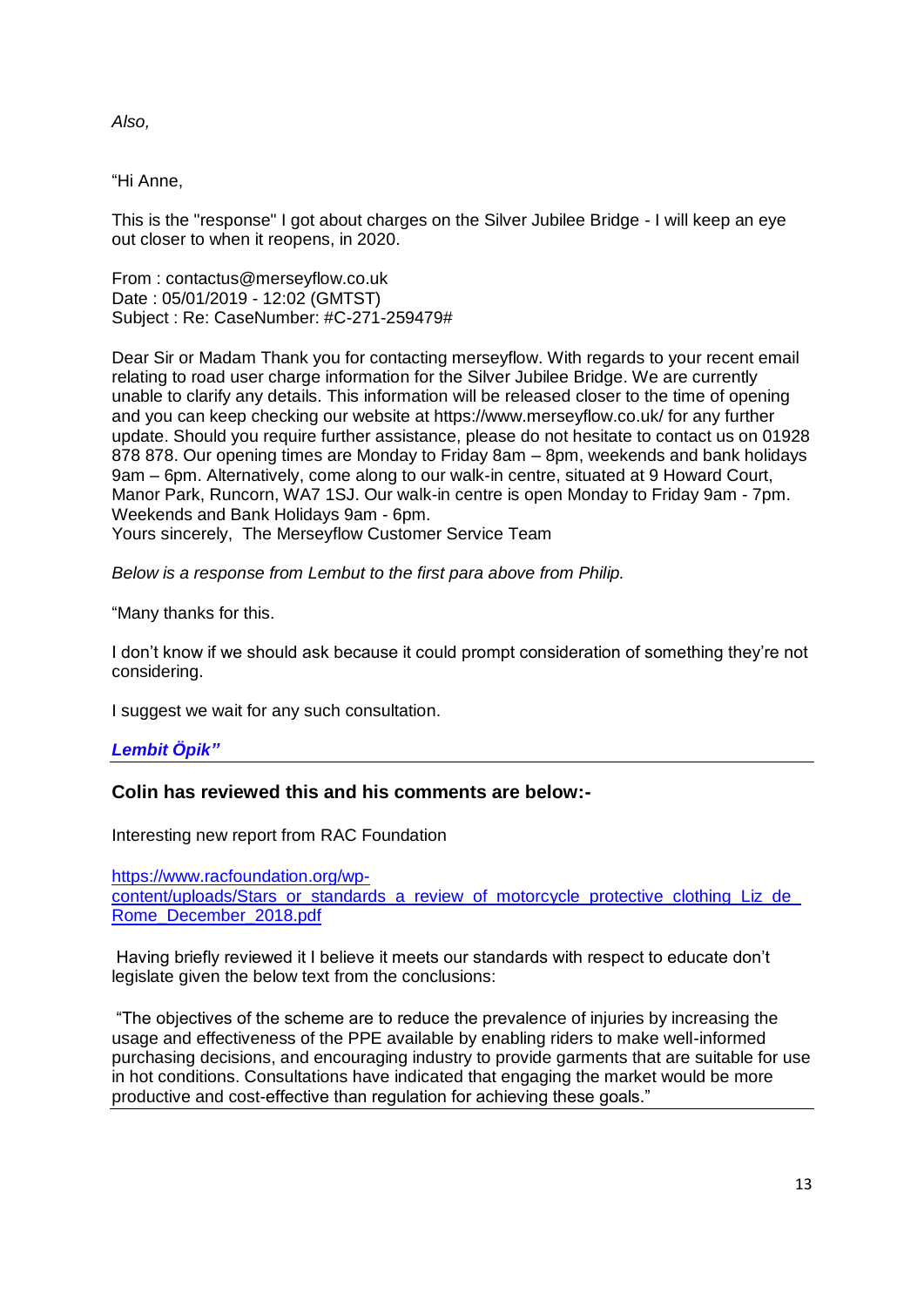*Also,*

"Hi Anne,

This is the "response" I got about charges on the Silver Jubilee Bridge - I will keep an eye out closer to when it reopens, in 2020.

From : contactus@merseyflow.co.uk
Date : 05/01/2019 - 12:02 (GMTST)
Subject : Re: CaseNumber: #C-271-259479#

Dear Sir or Madam Thank you for contacting merseyflow. With regards to your recent email relating to road user charge information for the Silver Jubilee Bridge. We are currently unable to clarify any details. This information will be released closer to the time of opening and you can keep checking our website at https://www.merseyflow.co.uk/ for any further update. Should you require further assistance, please do not hesitate to contact us on 01928 878 878. Our opening times are Monday to Friday 8am – 8pm, weekends and bank holidays 9am – 6pm. Alternatively, come along to our walk-in centre, situated at 9 Howard Court, Manor Park, Runcorn, WA7 1SJ. Our walk-in centre is open Monday to Friday 9am - 7pm. Weekends and Bank Holidays 9am - 6pm.
Yours sincerely, The Merseyflow Customer Service Team

*Below is a response from Lembut to the first para above from Philip.*

"Many thanks for this.

I don't know if we should ask because it could prompt consideration of something they're not considering.

I suggest we wait for any such consultation.

***Lembit Öpik"***

---

**Colin has reviewed this and his comments are below:-**

Interesting new report from RAC Foundation

[https://www.racfoundation.org/wp-content/uploads/Stars_or_standards_a_review_of_motorcycle_protective_clothing_Liz_de_Rome_December_2018.pdf](https://www.racfoundation.org/wp-content/uploads/Stars_or_standards_a_review_of_motorcycle_protective_clothing_Liz_de_Rome_December_2018.pdf)

Having briefly reviewed it I believe it meets our standards with respect to educate don't legislate given the below text from the conclusions:

"The objectives of the scheme are to reduce the prevalence of injuries by increasing the usage and effectiveness of the PPE available by enabling riders to make well-informed purchasing decisions, and encouraging industry to provide garments that are suitable for use in hot conditions. Consultations have indicated that engaging the market would be more productive and cost-effective than regulation for achieving these goals."

---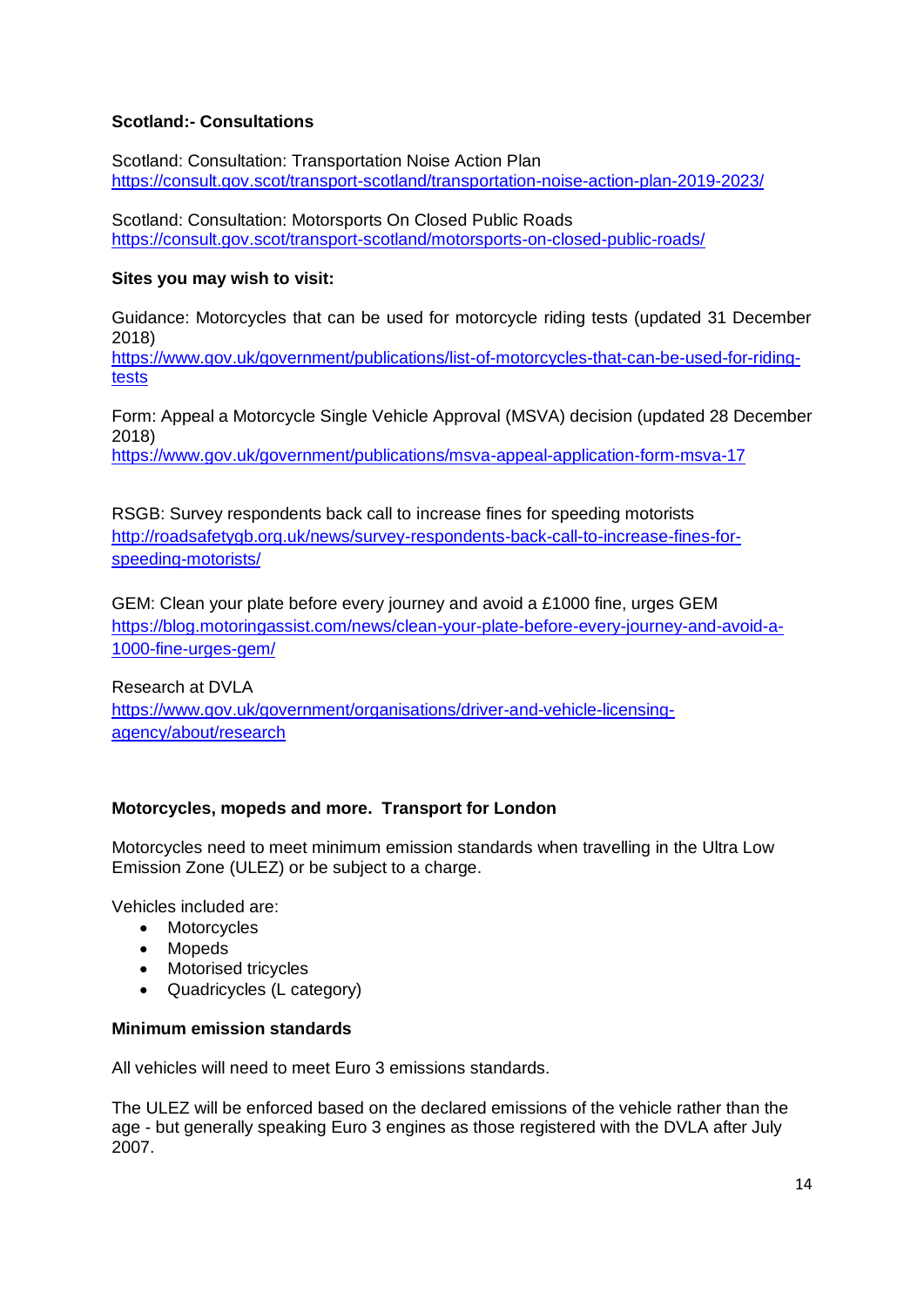**Scotland:- Consultations**

Scotland: Consultation: Transportation Noise Action Plan
https://consult.gov.scot/transport-scotland/transportation-noise-action-plan-2019-2023/

Scotland: Consultation: Motorsports On Closed Public Roads
https://consult.gov.scot/transport-scotland/motorsports-on-closed-public-roads/

**Sites you may wish to visit:**

Guidance: Motorcycles that can be used for motorcycle riding tests (updated 31 December 2018)
https://www.gov.uk/government/publications/list-of-motorcycles-that-can-be-used-for-riding-tests

Form: Appeal a Motorcycle Single Vehicle Approval (MSVA) decision (updated 28 December 2018)
https://www.gov.uk/government/publications/msva-appeal-application-form-msva-17

RSGB: Survey respondents back call to increase fines for speeding motorists
http://roadsafetygb.org.uk/news/survey-respondents-back-call-to-increase-fines-for-speeding-motorists/

GEM: Clean your plate before every journey and avoid a £1000 fine, urges GEM
https://blog.motoringassist.com/news/clean-your-plate-before-every-journey-and-avoid-a-1000-fine-urges-gem/

Research at DVLA
https://www.gov.uk/government/organisations/driver-and-vehicle-licensing-agency/about/research

**Motorcycles, mopeds and more. Transport for London**

Motorcycles need to meet minimum emission standards when travelling in the Ultra Low Emission Zone (ULEZ) or be subject to a charge.

Vehicles included are:

- Motorcycles
- Mopeds
- Motorised tricycles
- Quadricycles (L category)

**Minimum emission standards**

All vehicles will need to meet Euro 3 emissions standards.

The ULEZ will be enforced based on the declared emissions of the vehicle rather than the age - but generally speaking Euro 3 engines as those registered with the DVLA after July 2007.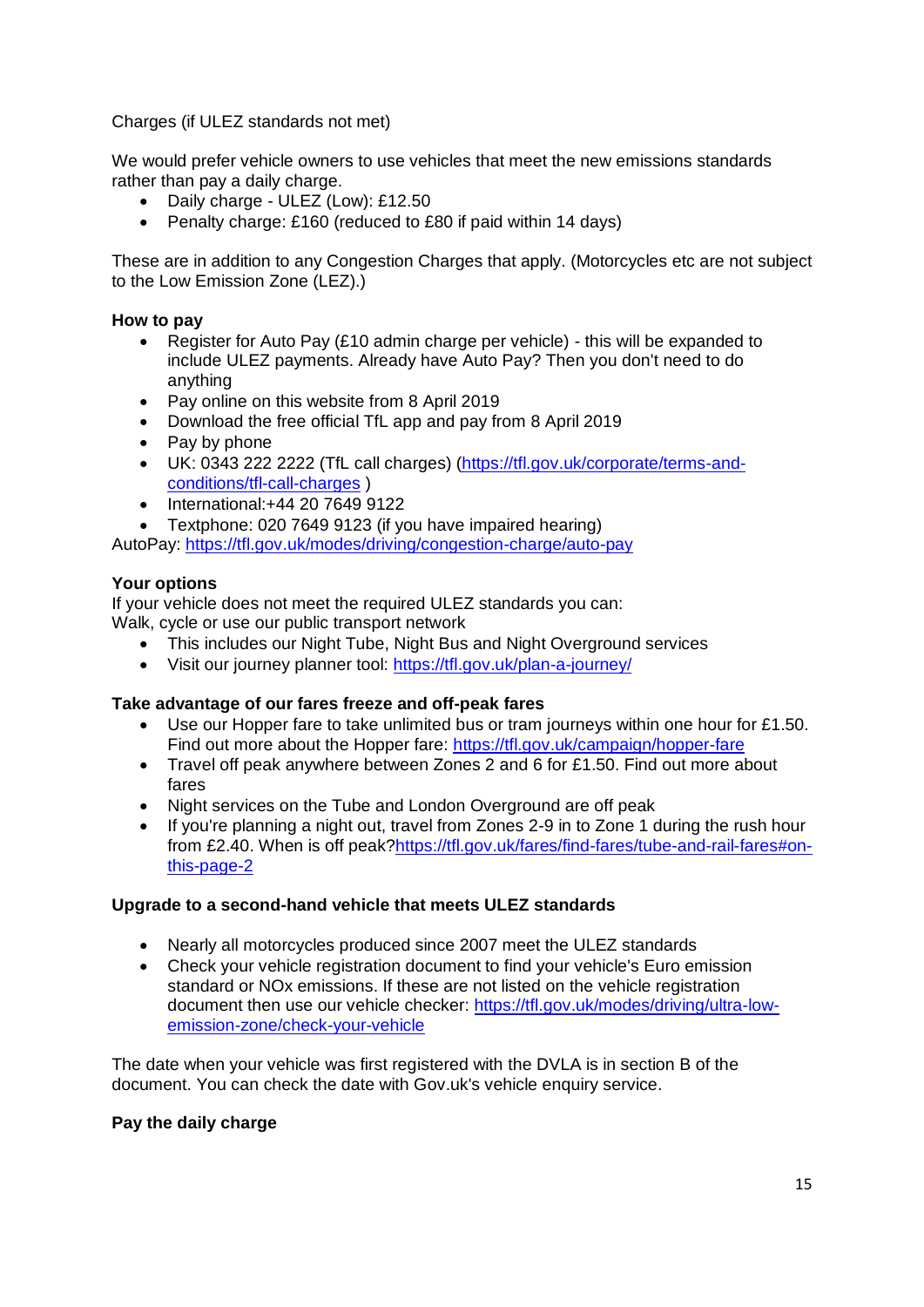Charges (if ULEZ standards not met)

We would prefer vehicle owners to use vehicles that meet the new emissions standards rather than pay a daily charge.

- Daily charge - ULEZ (Low): £12.50
- Penalty charge: £160 (reduced to £80 if paid within 14 days)

These are in addition to any Congestion Charges that apply. (Motorcycles etc are not subject to the Low Emission Zone (LEZ).)

**How to pay**

- Register for Auto Pay (£10 admin charge per vehicle) - this will be expanded to include ULEZ payments. Already have Auto Pay? Then you don't need to do anything
- Pay online on this website from 8 April 2019
- Download the free official TfL app and pay from 8 April 2019
- Pay by phone
- UK: 0343 222 2222 (TfL call charges) (https://tfl.gov.uk/corporate/terms-and-conditions/tfl-call-charges )
- International:+44 20 7649 9122
- Textphone: 020 7649 9123 (if you have impaired hearing)

AutoPay: https://tfl.gov.uk/modes/driving/congestion-charge/auto-pay

**Your options**

If your vehicle does not meet the required ULEZ standards you can:
Walk, cycle or use our public transport network

- This includes our Night Tube, Night Bus and Night Overground services
- Visit our journey planner tool: https://tfl.gov.uk/plan-a-journey/

**Take advantage of our fares freeze and off-peak fares**

- Use our Hopper fare to take unlimited bus or tram journeys within one hour for £1.50. Find out more about the Hopper fare: https://tfl.gov.uk/campaign/hopper-fare
- Travel off peak anywhere between Zones 2 and 6 for £1.50. Find out more about fares
- Night services on the Tube and London Overground are off peak
- If you're planning a night out, travel from Zones 2-9 in to Zone 1 during the rush hour from £2.40. When is off peak?https://tfl.gov.uk/fares/find-fares/tube-and-rail-fares#on-this-page-2

**Upgrade to a second-hand vehicle that meets ULEZ standards**

- Nearly all motorcycles produced since 2007 meet the ULEZ standards
- Check your vehicle registration document to find your vehicle's Euro emission standard or NOx emissions. If these are not listed on the vehicle registration document then use our vehicle checker: https://tfl.gov.uk/modes/driving/ultra-low-emission-zone/check-your-vehicle

The date when your vehicle was first registered with the DVLA is in section B of the document. You can check the date with Gov.uk's vehicle enquiry service.

**Pay the daily charge**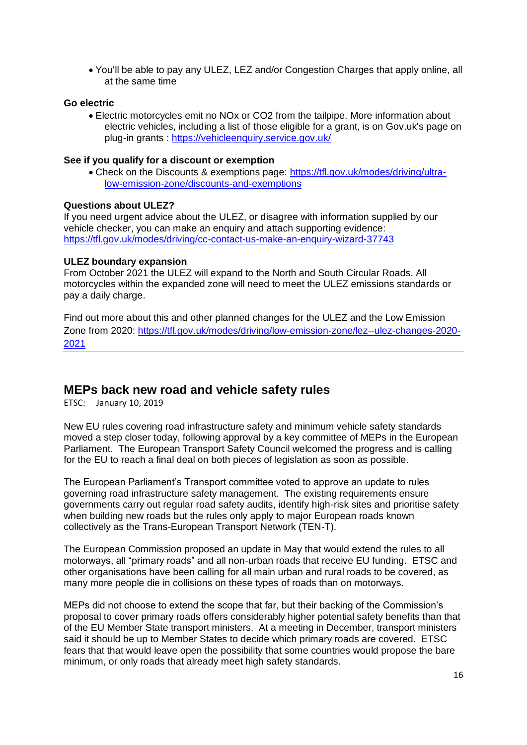- You'll be able to pay any ULEZ, LEZ and/or Congestion Charges that apply online, all at the same time

**Go electric**

- Electric motorcycles emit no NOx or CO2 from the tailpipe. More information about electric vehicles, including a list of those eligible for a grant, is on Gov.uk's page on plug-in grants : https://vehicleenquiry.service.gov.uk/

**See if you qualify for a discount or exemption**

- Check on the Discounts & exemptions page: https://tfl.gov.uk/modes/driving/ultra-low-emission-zone/discounts-and-exemptions

**Questions about ULEZ?**

If you need urgent advice about the ULEZ, or disagree with information supplied by our vehicle checker, you can make an enquiry and attach supporting evidence: https://tfl.gov.uk/modes/driving/cc-contact-us-make-an-enquiry-wizard-37743

**ULEZ boundary expansion**

From October 2021 the ULEZ will expand to the North and South Circular Roads. All motorcycles within the expanded zone will need to meet the ULEZ emissions standards or pay a daily charge.

Find out more about this and other planned changes for the ULEZ and the Low Emission Zone from 2020: https://tfl.gov.uk/modes/driving/low-emission-zone/lez--ulez-changes-2020-2021

---

## MEPs back new road and vehicle safety rules

ETSC: January 10, 2019

New EU rules covering road infrastructure safety and minimum vehicle safety standards moved a step closer today, following approval by a key committee of MEPs in the European Parliament. The European Transport Safety Council welcomed the progress and is calling for the EU to reach a final deal on both pieces of legislation as soon as possible.

The European Parliament's Transport committee voted to approve an update to rules governing road infrastructure safety management. The existing requirements ensure governments carry out regular road safety audits, identify high-risk sites and prioritise safety when building new roads but the rules only apply to major European roads known collectively as the Trans-European Transport Network (TEN-T).

The European Commission proposed an update in May that would extend the rules to all motorways, all "primary roads" and all non-urban roads that receive EU funding. ETSC and other organisations have been calling for all main urban and rural roads to be covered, as many more people die in collisions on these types of roads than on motorways.

MEPs did not choose to extend the scope that far, but their backing of the Commission's proposal to cover primary roads offers considerably higher potential safety benefits than that of the EU Member State transport ministers. At a meeting in December, transport ministers said it should be up to Member States to decide which primary roads are covered. ETSC fears that that would leave open the possibility that some countries would propose the bare minimum, or only roads that already meet high safety standards.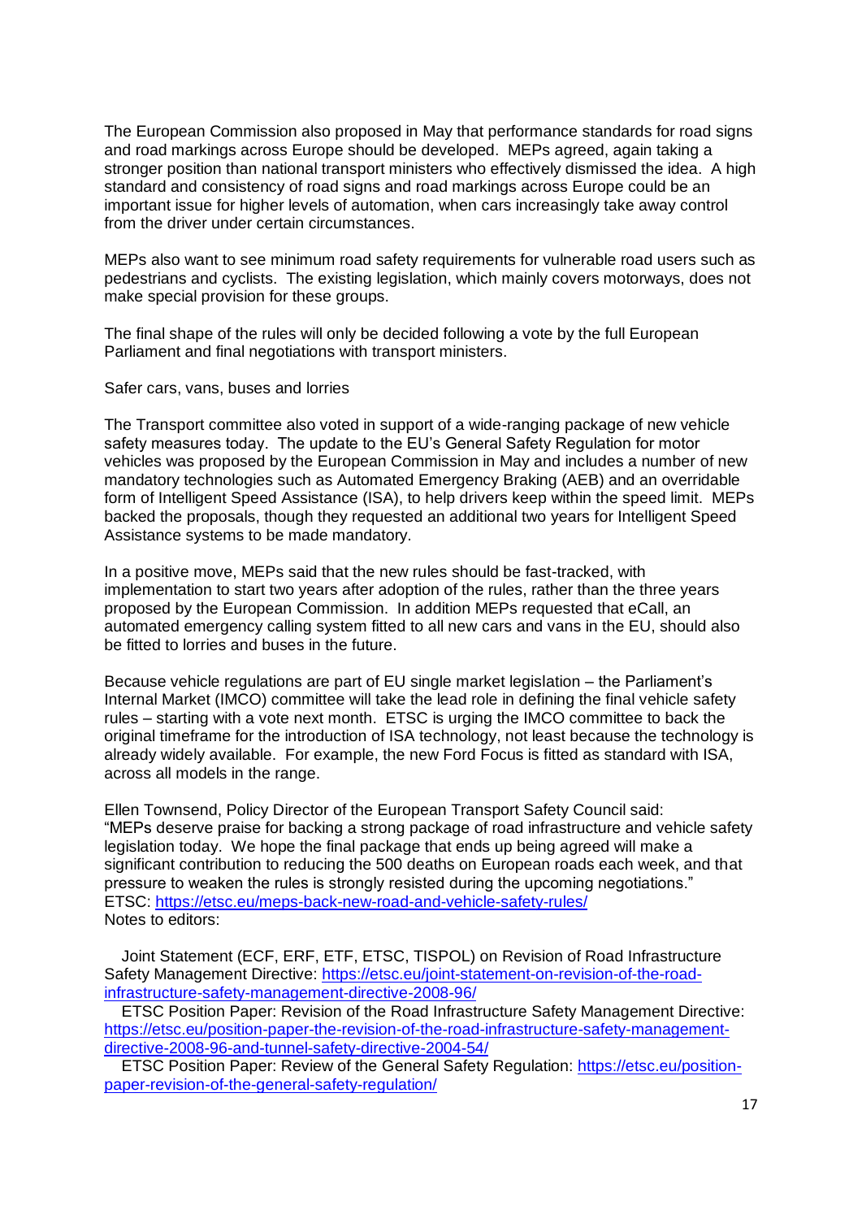The European Commission also proposed in May that performance standards for road signs and road markings across Europe should be developed. MEPs agreed, again taking a stronger position than national transport ministers who effectively dismissed the idea. A high standard and consistency of road signs and road markings across Europe could be an important issue for higher levels of automation, when cars increasingly take away control from the driver under certain circumstances.

MEPs also want to see minimum road safety requirements for vulnerable road users such as pedestrians and cyclists. The existing legislation, which mainly covers motorways, does not make special provision for these groups.

The final shape of the rules will only be decided following a vote by the full European Parliament and final negotiations with transport ministers.

Safer cars, vans, buses and lorries

The Transport committee also voted in support of a wide-ranging package of new vehicle safety measures today. The update to the EU's General Safety Regulation for motor vehicles was proposed by the European Commission in May and includes a number of new mandatory technologies such as Automated Emergency Braking (AEB) and an overridable form of Intelligent Speed Assistance (ISA), to help drivers keep within the speed limit. MEPs backed the proposals, though they requested an additional two years for Intelligent Speed Assistance systems to be made mandatory.

In a positive move, MEPs said that the new rules should be fast-tracked, with implementation to start two years after adoption of the rules, rather than the three years proposed by the European Commission. In addition MEPs requested that eCall, an automated emergency calling system fitted to all new cars and vans in the EU, should also be fitted to lorries and buses in the future.

Because vehicle regulations are part of EU single market legislation – the Parliament's Internal Market (IMCO) committee will take the lead role in defining the final vehicle safety rules – starting with a vote next month. ETSC is urging the IMCO committee to back the original timeframe for the introduction of ISA technology, not least because the technology is already widely available. For example, the new Ford Focus is fitted as standard with ISA, across all models in the range.

Ellen Townsend, Policy Director of the European Transport Safety Council said: "MEPs deserve praise for backing a strong package of road infrastructure and vehicle safety legislation today. We hope the final package that ends up being agreed will make a significant contribution to reducing the 500 deaths on European roads each week, and that pressure to weaken the rules is strongly resisted during the upcoming negotiations."
ETSC: https://etsc.eu/meps-back-new-road-and-vehicle-safety-rules/
Notes to editors:

Joint Statement (ECF, ERF, ETF, ETSC, TISPOL) on Revision of Road Infrastructure Safety Management Directive: https://etsc.eu/joint-statement-on-revision-of-the-road-infrastructure-safety-management-directive-2008-96/

ETSC Position Paper: Revision of the Road Infrastructure Safety Management Directive: https://etsc.eu/position-paper-the-revision-of-the-road-infrastructure-safety-management-directive-2008-96-and-tunnel-safety-directive-2004-54/

ETSC Position Paper: Review of the General Safety Regulation: https://etsc.eu/position-paper-revision-of-the-general-safety-regulation/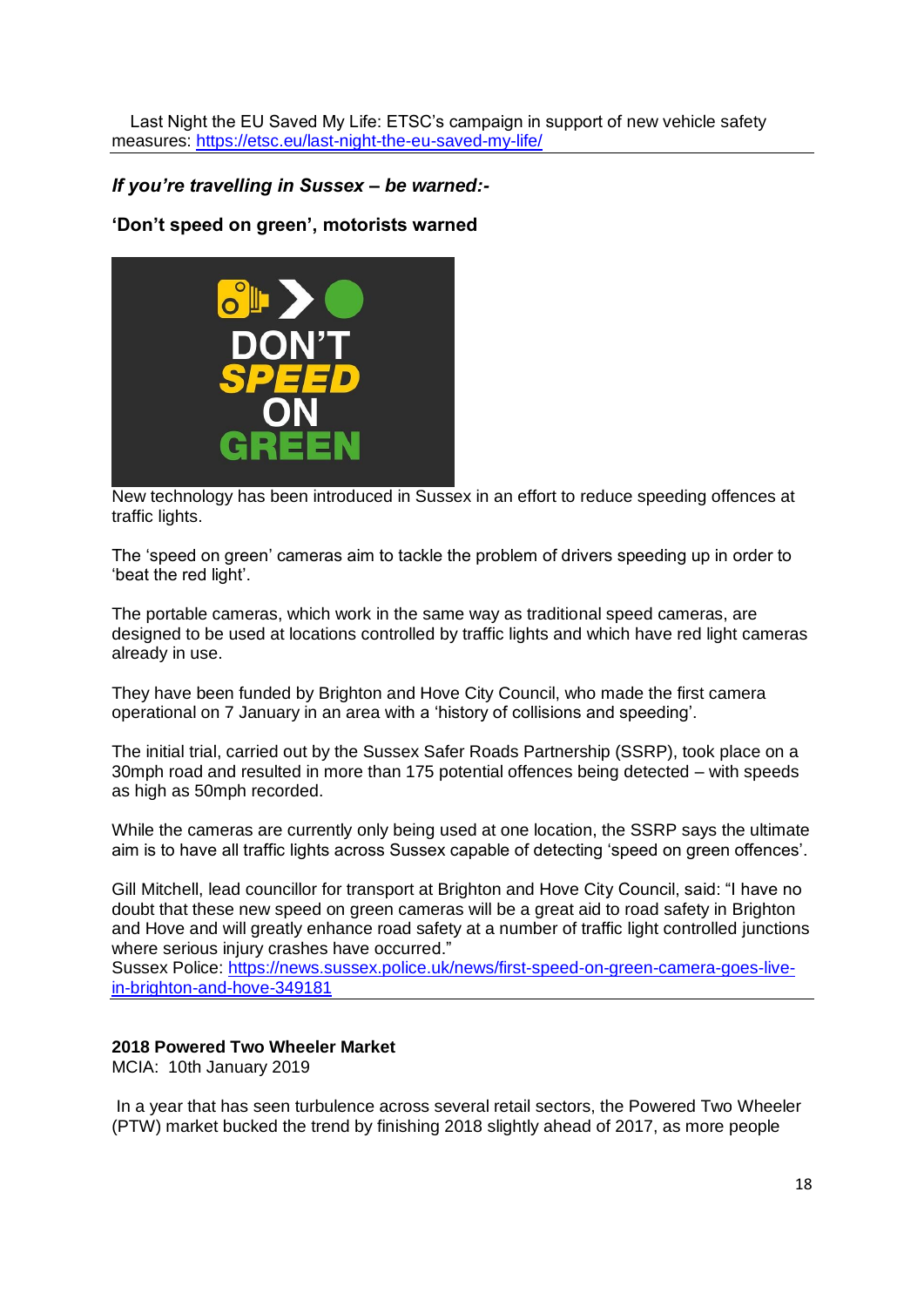Last Night the EU Saved My Life: ETSC's campaign in support of new vehicle safety measures: https://etsc.eu/last-night-the-eu-saved-my-life/

***If you're travelling in Sussex – be warned:-***

**'Don't speed on green', motorists warned**

New technology has been introduced in Sussex in an effort to reduce speeding offences at traffic lights.

The 'speed on green' cameras aim to tackle the problem of drivers speeding up in order to 'beat the red light'.

The portable cameras, which work in the same way as traditional speed cameras, are designed to be used at locations controlled by traffic lights and which have red light cameras already in use.

They have been funded by Brighton and Hove City Council, who made the first camera operational on 7 January in an area with a 'history of collisions and speeding'.

The initial trial, carried out by the Sussex Safer Roads Partnership (SSRP), took place on a 30mph road and resulted in more than 175 potential offences being detected – with speeds as high as 50mph recorded.

While the cameras are currently only being used at one location, the SSRP says the ultimate aim is to have all traffic lights across Sussex capable of detecting 'speed on green offences'.

Gill Mitchell, lead councillor for transport at Brighton and Hove City Council, said: "I have no doubt that these new speed on green cameras will be a great aid to road safety in Brighton and Hove and will greatly enhance road safety at a number of traffic light controlled junctions where serious injury crashes have occurred."
Sussex Police: https://news.sussex.police.uk/news/first-speed-on-green-camera-goes-live-in-brighton-and-hove-349181

**2018 Powered Two Wheeler Market**
MCIA: 10th January 2019

In a year that has seen turbulence across several retail sectors, the Powered Two Wheeler (PTW) market bucked the trend by finishing 2018 slightly ahead of 2017, as more people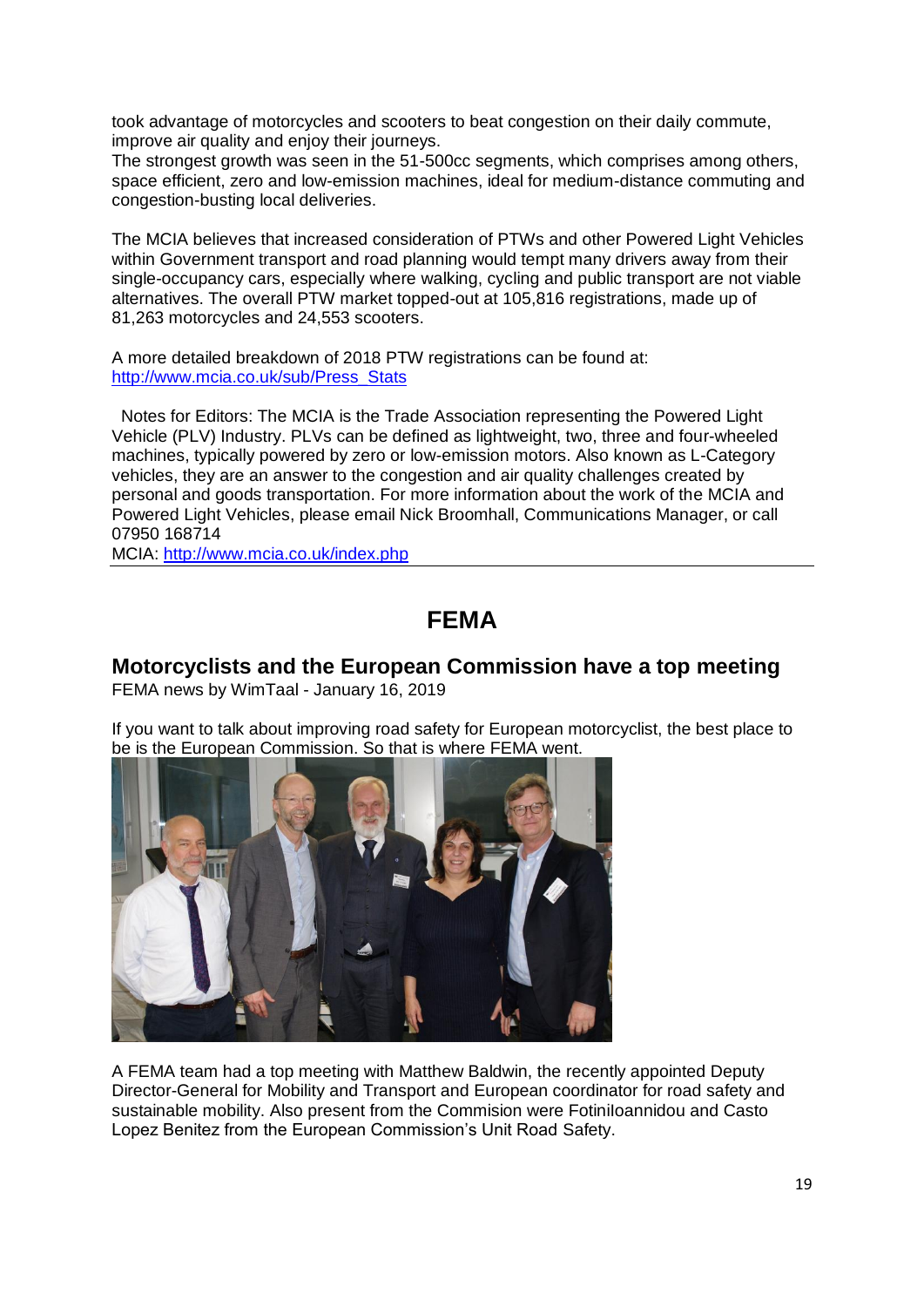took advantage of motorcycles and scooters to beat congestion on their daily commute, improve air quality and enjoy their journeys.
The strongest growth was seen in the 51-500cc segments, which comprises among others, space efficient, zero and low-emission machines, ideal for medium-distance commuting and congestion-busting local deliveries.

The MCIA believes that increased consideration of PTWs and other Powered Light Vehicles within Government transport and road planning would tempt many drivers away from their single-occupancy cars, especially where walking, cycling and public transport are not viable alternatives. The overall PTW market topped-out at 105,816 registrations, made up of 81,263 motorcycles and 24,553 scooters.

A more detailed breakdown of 2018 PTW registrations can be found at: http://www.mcia.co.uk/sub/Press_Stats

Notes for Editors: The MCIA is the Trade Association representing the Powered Light Vehicle (PLV) Industry. PLVs can be defined as lightweight, two, three and four-wheeled machines, typically powered by zero or low-emission motors. Also known as L-Category vehicles, they are an answer to the congestion and air quality challenges created by personal and goods transportation. For more information about the work of the MCIA and Powered Light Vehicles, please email Nick Broomhall, Communications Manager, or call 07950 168714
MCIA: http://www.mcia.co.uk/index.php

---

# FEMA

## Motorcyclists and the European Commission have a top meeting

FEMA news by WimTaal - January 16, 2019

If you want to talk about improving road safety for European motorcyclist, the best place to be is the European Commission. So that is where FEMA went.

A FEMA team had a top meeting with Matthew Baldwin, the recently appointed Deputy Director-General for Mobility and Transport and European coordinator for road safety and sustainable mobility. Also present from the Commision were FotiniIoannidou and Casto Lopez Benitez from the European Commission's Unit Road Safety.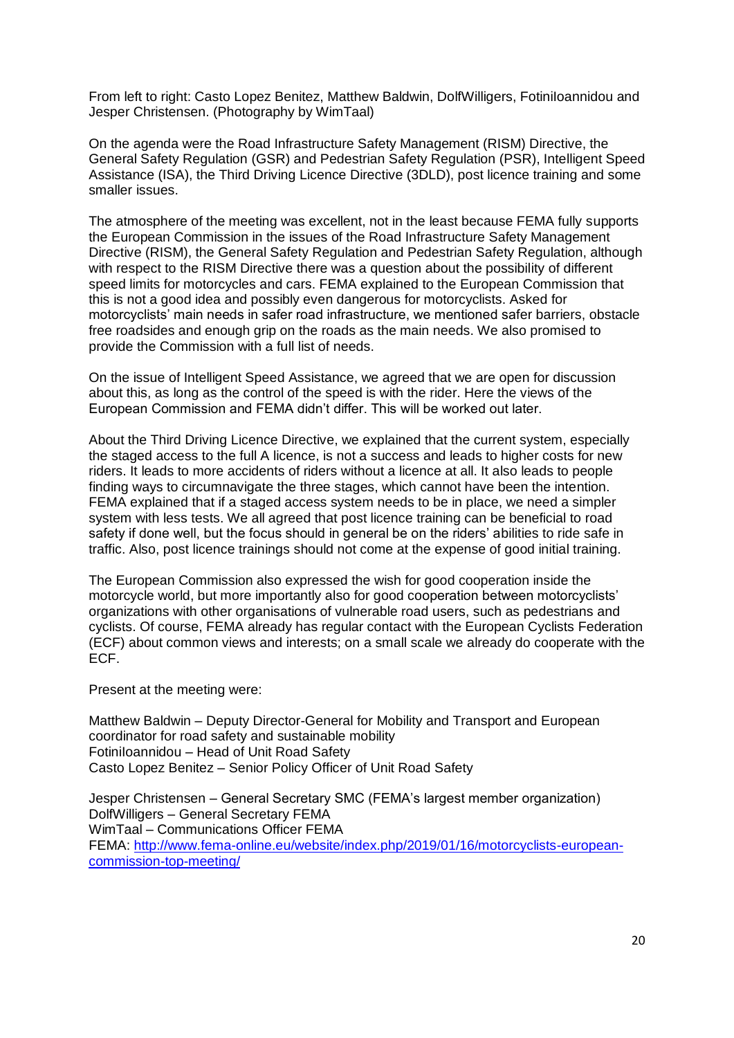From left to right: Casto Lopez Benitez, Matthew Baldwin, DolfWilligers, FotiniIoannidou and Jesper Christensen. (Photography by WimTaal)

On the agenda were the Road Infrastructure Safety Management (RISM) Directive, the General Safety Regulation (GSR) and Pedestrian Safety Regulation (PSR), Intelligent Speed Assistance (ISA), the Third Driving Licence Directive (3DLD), post licence training and some smaller issues.

The atmosphere of the meeting was excellent, not in the least because FEMA fully supports the European Commission in the issues of the Road Infrastructure Safety Management Directive (RISM), the General Safety Regulation and Pedestrian Safety Regulation, although with respect to the RISM Directive there was a question about the possibility of different speed limits for motorcycles and cars. FEMA explained to the European Commission that this is not a good idea and possibly even dangerous for motorcyclists. Asked for motorcyclists' main needs in safer road infrastructure, we mentioned safer barriers, obstacle free roadsides and enough grip on the roads as the main needs. We also promised to provide the Commission with a full list of needs.

On the issue of Intelligent Speed Assistance, we agreed that we are open for discussion about this, as long as the control of the speed is with the rider. Here the views of the European Commission and FEMA didn't differ. This will be worked out later.

About the Third Driving Licence Directive, we explained that the current system, especially the staged access to the full A licence, is not a success and leads to higher costs for new riders. It leads to more accidents of riders without a licence at all. It also leads to people finding ways to circumnavigate the three stages, which cannot have been the intention. FEMA explained that if a staged access system needs to be in place, we need a simpler system with less tests. We all agreed that post licence training can be beneficial to road safety if done well, but the focus should in general be on the riders' abilities to ride safe in traffic. Also, post licence trainings should not come at the expense of good initial training.

The European Commission also expressed the wish for good cooperation inside the motorcycle world, but more importantly also for good cooperation between motorcyclists' organizations with other organisations of vulnerable road users, such as pedestrians and cyclists. Of course, FEMA already has regular contact with the European Cyclists Federation (ECF) about common views and interests; on a small scale we already do cooperate with the ECF.

Present at the meeting were:

Matthew Baldwin – Deputy Director-General for Mobility and Transport and European coordinator for road safety and sustainable mobility
FotiniIoannidou – Head of Unit Road Safety
Casto Lopez Benitez – Senior Policy Officer of Unit Road Safety

Jesper Christensen – General Secretary SMC (FEMA's largest member organization)
DolfWilligers – General Secretary FEMA
WimTaal – Communications Officer FEMA
FEMA: [http://www.fema-online.eu/website/index.php/2019/01/16/motorcyclists-european-commission-top-meeting/](http://www.fema-online.eu/website/index.php/2019/01/16/motorcyclists-european-commission-top-meeting/)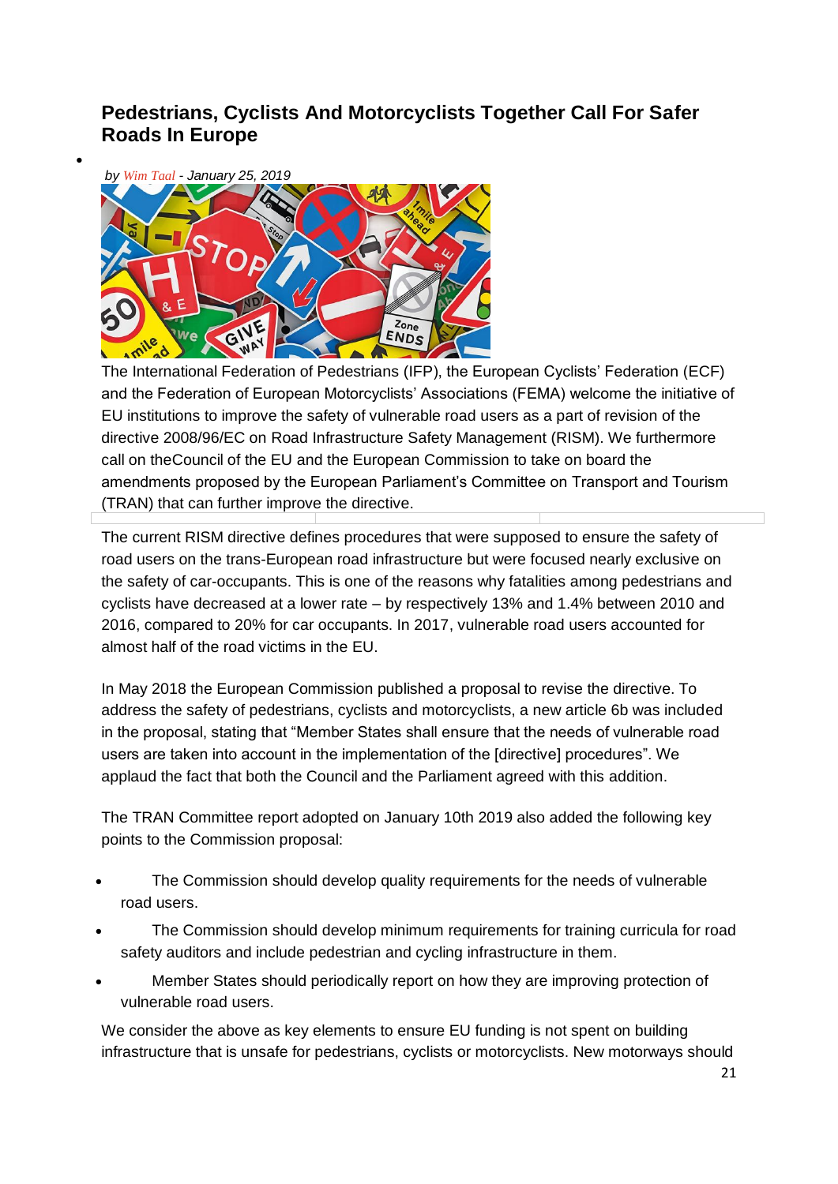## Pedestrians, Cyclists And Motorcyclists Together Call For Safer Roads In Europe

*by Wim Taal - January 25, 2019*

The International Federation of Pedestrians (IFP), the European Cyclists' Federation (ECF) and the Federation of European Motorcyclists' Associations (FEMA) welcome the initiative of EU institutions to improve the safety of vulnerable road users as a part of revision of the directive 2008/96/EC on Road Infrastructure Safety Management (RISM). We furthermore call on theCouncil of the EU and the European Commission to take on board the amendments proposed by the European Parliament's Committee on Transport and Tourism (TRAN) that can further improve the directive.

The current RISM directive defines procedures that were supposed to ensure the safety of road users on the trans-European road infrastructure but were focused nearly exclusive on the safety of car-occupants. This is one of the reasons why fatalities among pedestrians and cyclists have decreased at a lower rate – by respectively 13% and 1.4% between 2010 and 2016, compared to 20% for car occupants. In 2017, vulnerable road users accounted for almost half of the road victims in the EU.

In May 2018 the European Commission published a proposal to revise the directive. To address the safety of pedestrians, cyclists and motorcyclists, a new article 6b was included in the proposal, stating that "Member States shall ensure that the needs of vulnerable road users are taken into account in the implementation of the [directive] procedures". We applaud the fact that both the Council and the Parliament agreed with this addition.

The TRAN Committee report adopted on January 10th 2019 also added the following key points to the Commission proposal:

- The Commission should develop quality requirements for the needs of vulnerable road users.
- The Commission should develop minimum requirements for training curricula for road safety auditors and include pedestrian and cycling infrastructure in them.
- Member States should periodically report on how they are improving protection of vulnerable road users.

We consider the above as key elements to ensure EU funding is not spent on building infrastructure that is unsafe for pedestrians, cyclists or motorcyclists. New motorways should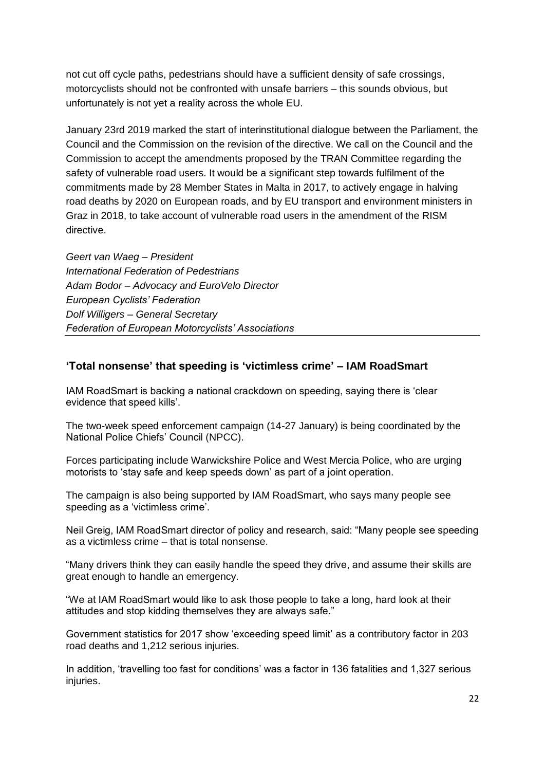not cut off cycle paths, pedestrians should have a sufficient density of safe crossings, motorcyclists should not be confronted with unsafe barriers – this sounds obvious, but unfortunately is not yet a reality across the whole EU.

January 23rd 2019 marked the start of interinstitutional dialogue between the Parliament, the Council and the Commission on the revision of the directive. We call on the Council and the Commission to accept the amendments proposed by the TRAN Committee regarding the safety of vulnerable road users. It would be a significant step towards fulfilment of the commitments made by 28 Member States in Malta in 2017, to actively engage in halving road deaths by 2020 on European roads, and by EU transport and environment ministers in Graz in 2018, to take account of vulnerable road users in the amendment of the RISM directive.

*Geert van Waeg – President*
*International Federation of Pedestrians*
*Adam Bodor – Advocacy and EuroVelo Director*
*European Cyclists' Federation*
*Dolf Willigers – General Secretary*
*Federation of European Motorcyclists' Associations*

---

## 'Total nonsense' that speeding is 'victimless crime' – IAM RoadSmart

IAM RoadSmart is backing a national crackdown on speeding, saying there is 'clear evidence that speed kills'.

The two-week speed enforcement campaign (14-27 January) is being coordinated by the National Police Chiefs' Council (NPCC).

Forces participating include Warwickshire Police and West Mercia Police, who are urging motorists to 'stay safe and keep speeds down' as part of a joint operation.

The campaign is also being supported by IAM RoadSmart, who says many people see speeding as a 'victimless crime'.

Neil Greig, IAM RoadSmart director of policy and research, said: "Many people see speeding as a victimless crime – that is total nonsense.

"Many drivers think they can easily handle the speed they drive, and assume their skills are great enough to handle an emergency.

"We at IAM RoadSmart would like to ask those people to take a long, hard look at their attitudes and stop kidding themselves they are always safe."

Government statistics for 2017 show 'exceeding speed limit' as a contributory factor in 203 road deaths and 1,212 serious injuries.

In addition, 'travelling too fast for conditions' was a factor in 136 fatalities and 1,327 serious injuries.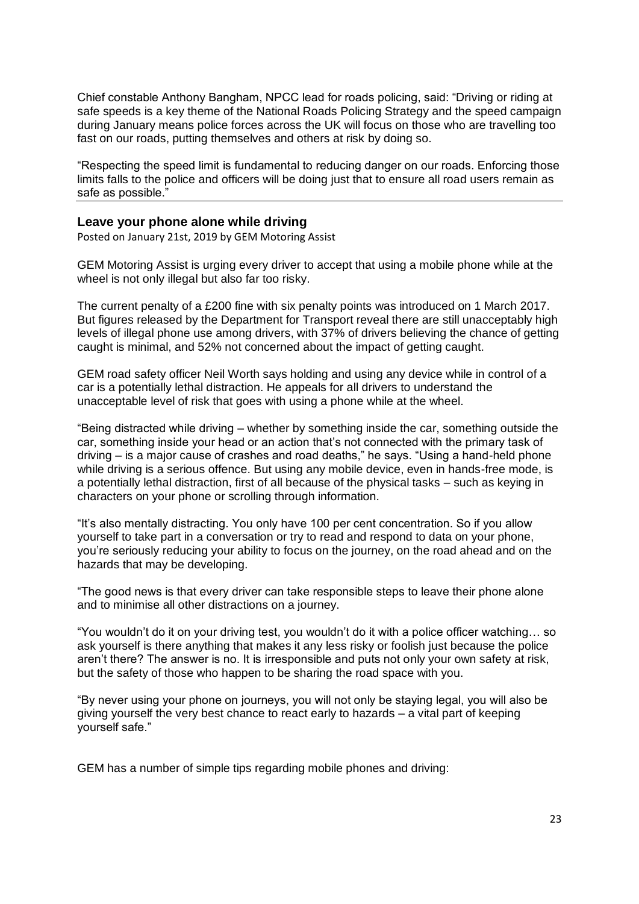Chief constable Anthony Bangham, NPCC lead for roads policing, said: "Driving or riding at safe speeds is a key theme of the National Roads Policing Strategy and the speed campaign during January means police forces across the UK will focus on those who are travelling too fast on our roads, putting themselves and others at risk by doing so.

"Respecting the speed limit is fundamental to reducing danger on our roads. Enforcing those limits falls to the police and officers will be doing just that to ensure all road users remain as safe as possible."

### Leave your phone alone while driving

Posted on January 21st, 2019 by GEM Motoring Assist

GEM Motoring Assist is urging every driver to accept that using a mobile phone while at the wheel is not only illegal but also far too risky.

The current penalty of a £200 fine with six penalty points was introduced on 1 March 2017. But figures released by the Department for Transport reveal there are still unacceptably high levels of illegal phone use among drivers, with 37% of drivers believing the chance of getting caught is minimal, and 52% not concerned about the impact of getting caught.

GEM road safety officer Neil Worth says holding and using any device while in control of a car is a potentially lethal distraction. He appeals for all drivers to understand the unacceptable level of risk that goes with using a phone while at the wheel.

"Being distracted while driving – whether by something inside the car, something outside the car, something inside your head or an action that's not connected with the primary task of driving – is a major cause of crashes and road deaths," he says. "Using a hand-held phone while driving is a serious offence. But using any mobile device, even in hands-free mode, is a potentially lethal distraction, first of all because of the physical tasks – such as keying in characters on your phone or scrolling through information.

"It's also mentally distracting. You only have 100 per cent concentration. So if you allow yourself to take part in a conversation or try to read and respond to data on your phone, you're seriously reducing your ability to focus on the journey, on the road ahead and on the hazards that may be developing.

"The good news is that every driver can take responsible steps to leave their phone alone and to minimise all other distractions on a journey.

"You wouldn't do it on your driving test, you wouldn't do it with a police officer watching… so ask yourself is there anything that makes it any less risky or foolish just because the police aren't there? The answer is no. It is irresponsible and puts not only your own safety at risk, but the safety of those who happen to be sharing the road space with you.

"By never using your phone on journeys, you will not only be staying legal, you will also be giving yourself the very best chance to react early to hazards – a vital part of keeping yourself safe."

GEM has a number of simple tips regarding mobile phones and driving: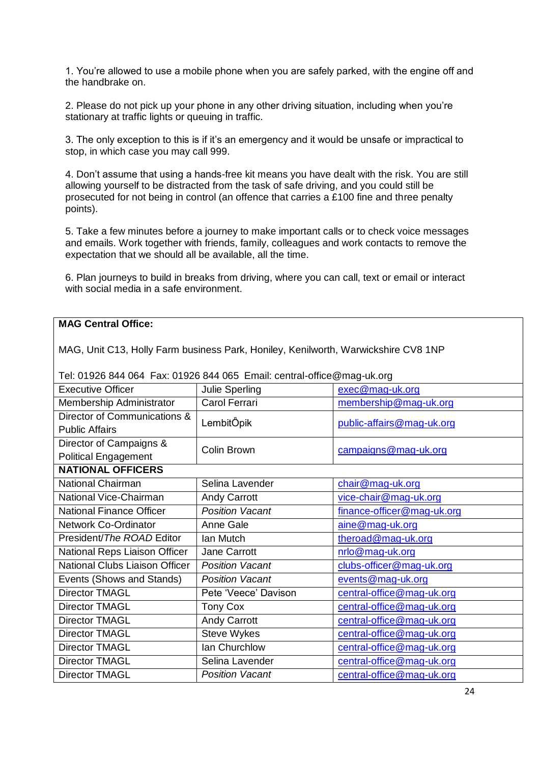1. You're allowed to use a mobile phone when you are safely parked, with the engine off and the handbrake on.

2. Please do not pick up your phone in any other driving situation, including when you're stationary at traffic lights or queuing in traffic.

3. The only exception to this is if it's an emergency and it would be unsafe or impractical to stop, in which case you may call 999.

4. Don't assume that using a hands-free kit means you have dealt with the risk. You are still allowing yourself to be distracted from the task of safe driving, and you could still be prosecuted for not being in control (an offence that carries a £100 fine and three penalty points).

5. Take a few minutes before a journey to make important calls or to check voice messages and emails. Work together with friends, family, colleagues and work contacts to remove the expectation that we should all be available, all the time.

6. Plan journeys to build in breaks from driving, where you can call, text or email or interact with social media in a safe environment.

| **MAG Central Office:**<br><br>MAG, Unit C13, Holly Farm business Park, Honiley, Kenilworth, Warwickshire CV8 1NP<br><br>Tel: 01926 844 064 Fax: 01926 844 065 Email: central-office@mag-uk.org | | |
|---|---|---|
| Executive Officer | Julie Sperling | exec@mag-uk.org |
| Membership Administrator | Carol Ferrari | membership@mag-uk.org |
| Director of Communications & Public Affairs | LembitŐpik | public-affairs@mag-uk.org |
| Director of Campaigns & Political Engagement | Colin Brown | campaigns@mag-uk.org |
| **NATIONAL OFFICERS** | | |
| National Chairman | Selina Lavender | chair@mag-uk.org |
| National Vice-Chairman | Andy Carrott | vice-chair@mag-uk.org |
| National Finance Officer | *Position Vacant* | finance-officer@mag-uk.org |
| Network Co-Ordinator | Anne Gale | aine@mag-uk.org |
| President/*The ROAD* Editor | Ian Mutch | theroad@mag-uk.org |
| National Reps Liaison Officer | Jane Carrott | nrlo@mag-uk.org |
| National Clubs Liaison Officer | *Position Vacant* | clubs-officer@mag-uk.org |
| Events (Shows and Stands) | *Position Vacant* | events@mag-uk.org |
| Director TMAGL | Pete 'Veece' Davison | central-office@mag-uk.org |
| Director TMAGL | Tony Cox | central-office@mag-uk.org |
| Director TMAGL | Andy Carrott | central-office@mag-uk.org |
| Director TMAGL | Steve Wykes | central-office@mag-uk.org |
| Director TMAGL | Ian Churchlow | central-office@mag-uk.org |
| Director TMAGL | Selina Lavender | central-office@mag-uk.org |
| Director TMAGL | *Position Vacant* | central-office@mag-uk.org |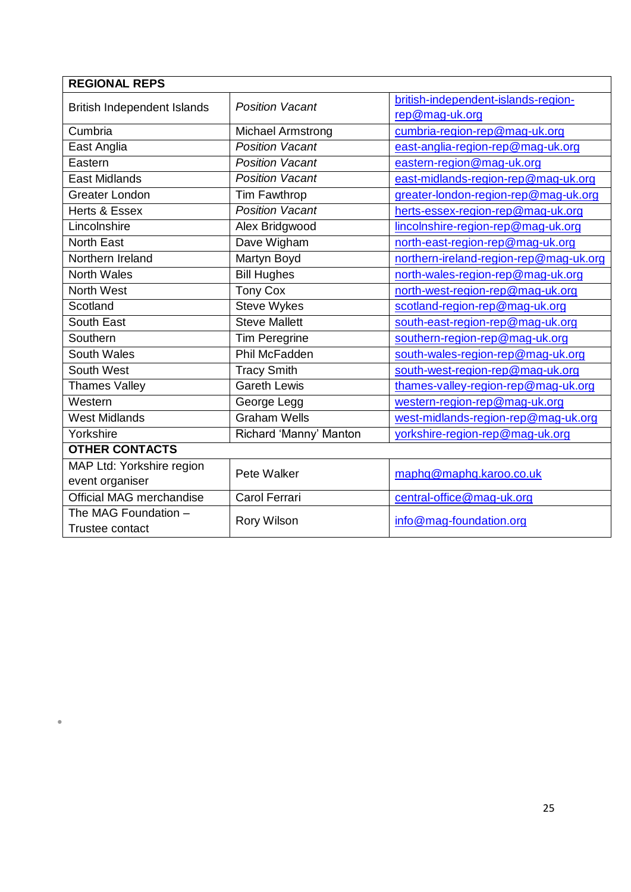| | | |
|---|---|---|
| **REGIONAL REPS** | | |
| British Independent Islands | *Position Vacant* | british-independent-islands-region-rep@mag-uk.org |
| Cumbria | Michael Armstrong | cumbria-region-rep@mag-uk.org |
| East Anglia | *Position Vacant* | east-anglia-region-rep@mag-uk.org |
| Eastern | *Position Vacant* | eastern-region@mag-uk.org |
| East Midlands | *Position Vacant* | east-midlands-region-rep@mag-uk.org |
| Greater London | Tim Fawthrop | greater-london-region-rep@mag-uk.org |
| Herts & Essex | *Position Vacant* | herts-essex-region-rep@mag-uk.org |
| Lincolnshire | Alex Bridgwood | lincolnshire-region-rep@mag-uk.org |
| North East | Dave Wigham | north-east-region-rep@mag-uk.org |
| Northern Ireland | Martyn Boyd | northern-ireland-region-rep@mag-uk.org |
| North Wales | Bill Hughes | north-wales-region-rep@mag-uk.org |
| North West | Tony Cox | north-west-region-rep@mag-uk.org |
| Scotland | Steve Wykes | scotland-region-rep@mag-uk.org |
| South East | Steve Mallett | south-east-region-rep@mag-uk.org |
| Southern | Tim Peregrine | southern-region-rep@mag-uk.org |
| South Wales | Phil McFadden | south-wales-region-rep@mag-uk.org |
| South West | Tracy Smith | south-west-region-rep@mag-uk.org |
| Thames Valley | Gareth Lewis | thames-valley-region-rep@mag-uk.org |
| Western | George Legg | western-region-rep@mag-uk.org |
| West Midlands | Graham Wells | west-midlands-region-rep@mag-uk.org |
| Yorkshire | Richard 'Manny' Manton | yorkshire-region-rep@mag-uk.org |
| **OTHER CONTACTS** | | |
| MAP Ltd: Yorkshire region event organiser | Pete Walker | maphq@maphq.karoo.co.uk |
| Official MAG merchandise | Carol Ferrari | central-office@mag-uk.org |
| The MAG Foundation – Trustee contact | Rory Wilson | info@mag-foundation.org |